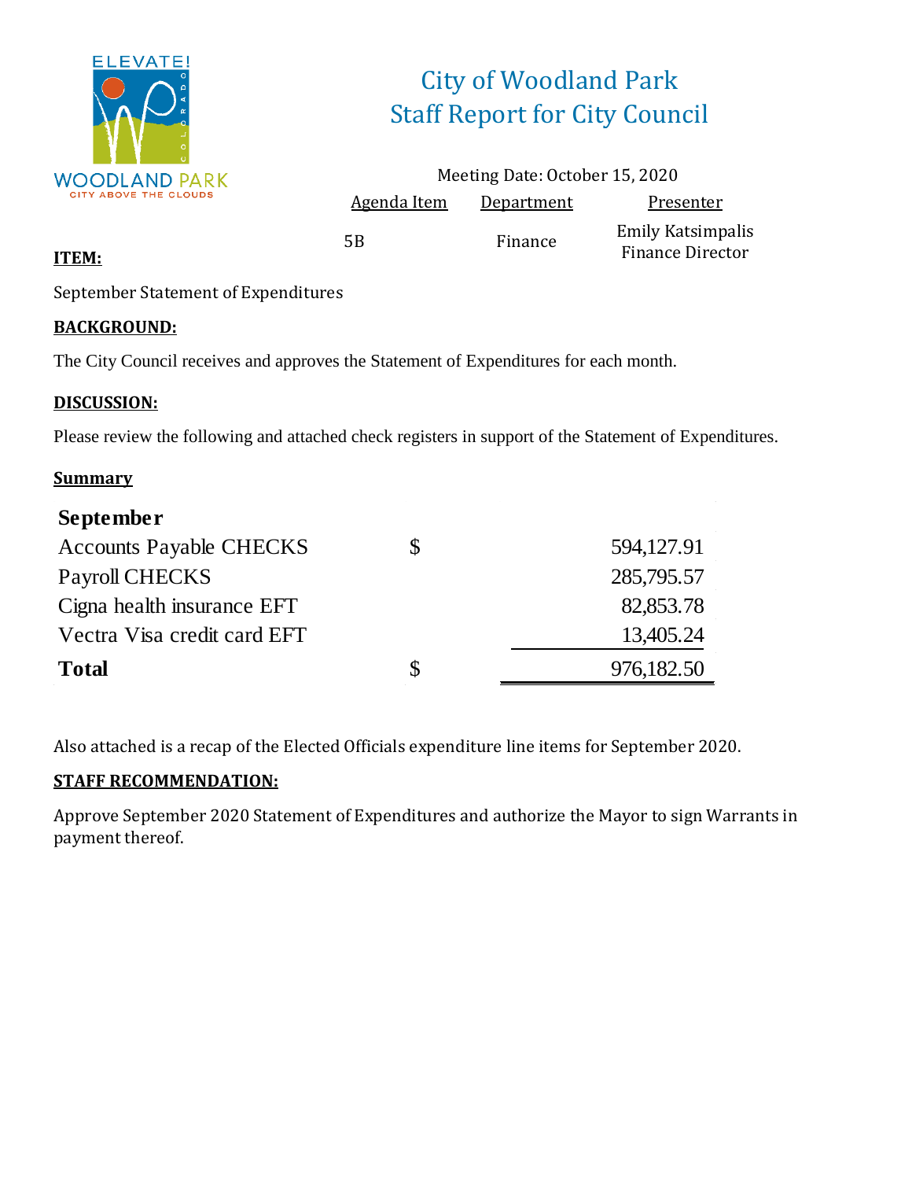# City of Woodland Park
## Staff Report for City Council

Meeting Date: October 15, 2020

| Agenda Item | Department | Presenter |
|---|---|---|
| 5B | Finance | Emily Katsimpalis<br>Finance Director |

**ITEM:**

September Statement of Expenditures

**BACKGROUND:**

The City Council receives and approves the Statement of Expenditures for each month.

**DISCUSSION:**

Please review the following and attached check registers in support of the Statement of Expenditures.

**Summary**

| **September** | | |
|---|---|---|
| Accounts Payable CHECKS | $ | 594,127.91 |
| Payroll CHECKS | | 285,795.57 |
| Cigna health insurance EFT | | 82,853.78 |
| Vectra Visa credit card EFT | | 13,405.24 |
| **Total** | $ | 976,182.50 |

Also attached is a recap of the Elected Officials expenditure line items for September 2020.

**STAFF RECOMMENDATION:**

Approve September 2020 Statement of Expenditures and authorize the Mayor to sign Warrants in payment thereof.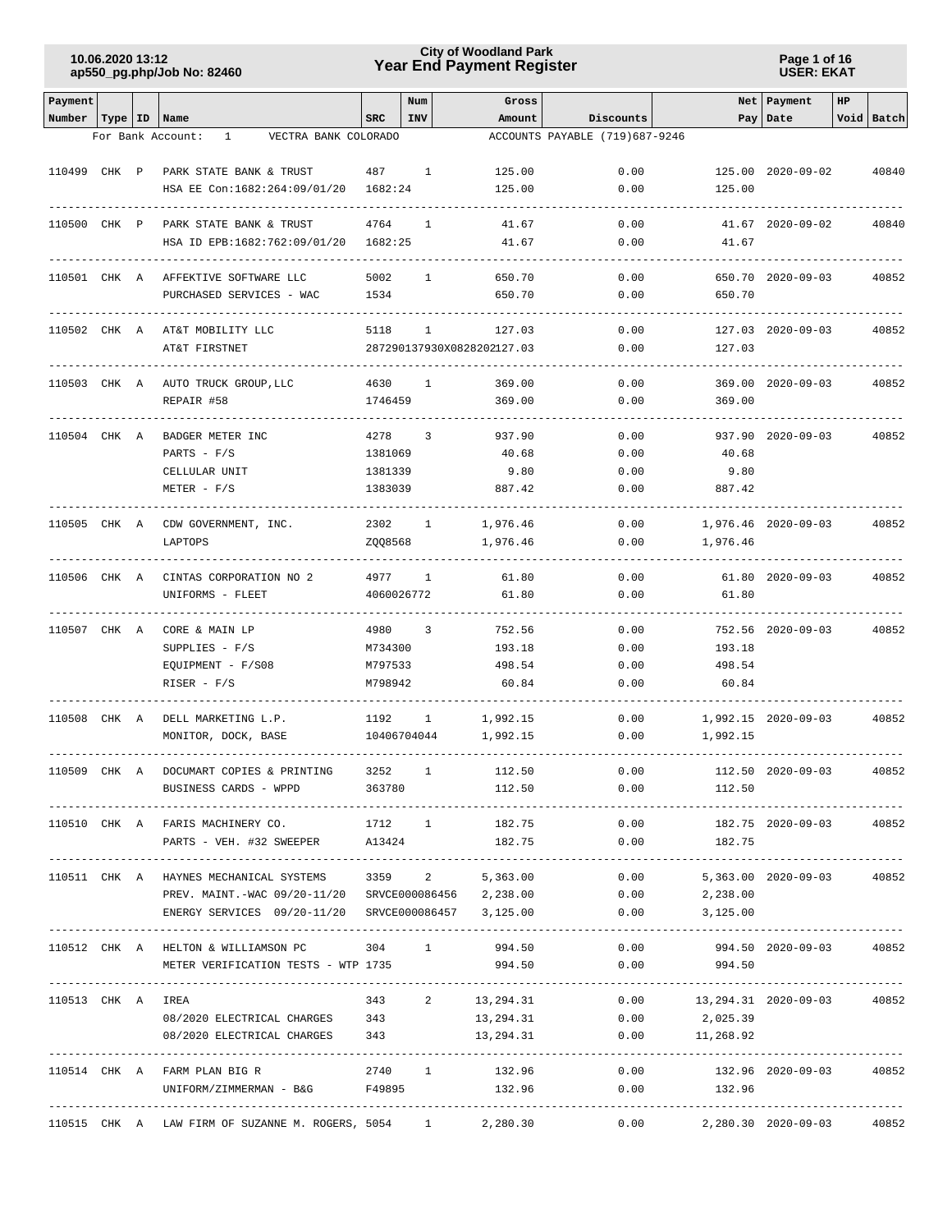**City of Woodland Park**
**Year End Payment Register**

10.06.2020 13:12
ap550_pg.php/Job No: 82460

USER: EKAT

| Payment Number | Type | ID | Name | SRC | Num INV | Gross Amount | Discounts | Net Pay | Payment Date | HP Void | Batch |
|---|---|---|---|---|---|---|---|---|---|---|---|
| For Bank Account: 1 VECTRA BANK COLORADO | | | | | | ACCOUNTS PAYABLE (719)687-9246 | | | | | |
| 110499 | CHK | P | PARK STATE BANK & TRUST | 487 | 1 | 125.00 | 0.00 | 125.00 | 2020-09-02 | | 40840 |
| | | | HSA EE Con:1682:264:09/01/20 | 1682:24 | | 125.00 | 0.00 | 125.00 | | | |
| 110500 | CHK | P | PARK STATE BANK & TRUST | 4764 | 1 | 41.67 | 0.00 | 41.67 | 2020-09-02 | | 40840 |
| | | | HSA ID EPB:1682:762:09/01/20 | 1682:25 | | 41.67 | 0.00 | 41.67 | | | |
| 110501 | CHK | A | AFFEKTIVE SOFTWARE LLC | 5002 | 1 | 650.70 | 0.00 | 650.70 | 2020-09-03 | | 40852 |
| | | | PURCHASED SERVICES - WAC | 1534 | | 650.70 | 0.00 | 650.70 | | | |
| 110502 | CHK | A | AT&T MOBILITY LLC | 5118 | 1 | 127.03 | 0.00 | 127.03 | 2020-09-03 | | 40852 |
| | | | AT&T FIRSTNET | 287290137930X0828202 | | 127.03 | 0.00 | 127.03 | | | |
| 110503 | CHK | A | AUTO TRUCK GROUP,LLC | 4630 | 1 | 369.00 | 0.00 | 369.00 | 2020-09-03 | | 40852 |
| | | | REPAIR #58 | 1746459 | | 369.00 | 0.00 | 369.00 | | | |
| 110504 | CHK | A | BADGER METER INC | 4278 | 3 | 937.90 | 0.00 | 937.90 | 2020-09-03 | | 40852 |
| | | | PARTS - F/S | 1381069 | | 40.68 | 0.00 | 40.68 | | | |
| | | | CELLULAR UNIT | 1381339 | | 9.80 | 0.00 | 9.80 | | | |
| | | | METER - F/S | 1383039 | | 887.42 | 0.00 | 887.42 | | | |
| 110505 | CHK | A | CDW GOVERNMENT, INC. | 2302 | 1 | 1,976.46 | 0.00 | 1,976.46 | 2020-09-03 | | 40852 |
| | | | LAPTOPS | ZQQ8568 | | 1,976.46 | 0.00 | 1,976.46 | | | |
| 110506 | CHK | A | CINTAS CORPORATION NO 2 | 4977 | 1 | 61.80 | 0.00 | 61.80 | 2020-09-03 | | 40852 |
| | | | UNIFORMS - FLEET | 4060026772 | | 61.80 | 0.00 | 61.80 | | | |
| 110507 | CHK | A | CORE & MAIN LP | 4980 | 3 | 752.56 | 0.00 | 752.56 | 2020-09-03 | | 40852 |
| | | | SUPPLIES - F/S | M734300 | | 193.18 | 0.00 | 193.18 | | | |
| | | | EQUIPMENT - F/S08 | M797533 | | 498.54 | 0.00 | 498.54 | | | |
| | | | RISER - F/S | M798942 | | 60.84 | 0.00 | 60.84 | | | |
| 110508 | CHK | A | DELL MARKETING L.P. | 1192 | 1 | 1,992.15 | 0.00 | 1,992.15 | 2020-09-03 | | 40852 |
| | | | MONITOR, DOCK, BASE | 10406704044 | | 1,992.15 | 0.00 | 1,992.15 | | | |
| 110509 | CHK | A | DOCUMART COPIES & PRINTING | 3252 | 1 | 112.50 | 0.00 | 112.50 | 2020-09-03 | | 40852 |
| | | | BUSINESS CARDS - WPPD | 363780 | | 112.50 | 0.00 | 112.50 | | | |
| 110510 | CHK | A | FARIS MACHINERY CO. | 1712 | 1 | 182.75 | 0.00 | 182.75 | 2020-09-03 | | 40852 |
| | | | PARTS - VEH. #32 SWEEPER | A13424 | | 182.75 | 0.00 | 182.75 | | | |
| 110511 | CHK | A | HAYNES MECHANICAL SYSTEMS | 3359 | 2 | 5,363.00 | 0.00 | 5,363.00 | 2020-09-03 | | 40852 |
| | | | PREV. MAINT.-WAC 09/20-11/20 | SRVCE000086456 | | 2,238.00 | 0.00 | 2,238.00 | | | |
| | | | ENERGY SERVICES 09/20-11/20 | SRVCE000086457 | | 3,125.00 | 0.00 | 3,125.00 | | | |
| 110512 | CHK | A | HELTON & WILLIAMSON PC | 304 | 1 | 994.50 | 0.00 | 994.50 | 2020-09-03 | | 40852 |
| | | | METER VERIFICATION TESTS - WTP | 1735 | | 994.50 | 0.00 | 994.50 | | | |
| 110513 | CHK | A | IREA | 343 | 2 | 13,294.31 | 0.00 | 13,294.31 | 2020-09-03 | | 40852 |
| | | | 08/2020 ELECTRICAL CHARGES | 343 | | 13,294.31 | 0.00 | 2,025.39 | | | |
| | | | 08/2020 ELECTRICAL CHARGES | 343 | | 13,294.31 | 0.00 | 11,268.92 | | | |
| 110514 | CHK | A | FARM PLAN BIG R | 2740 | 1 | 132.96 | 0.00 | 132.96 | 2020-09-03 | | 40852 |
| | | | UNIFORM/ZIMMERMAN - B&G | F49895 | | 132.96 | 0.00 | 132.96 | | | |
| 110515 | CHK | A | LAW FIRM OF SUZANNE M. ROGERS, | 5054 | 1 | 2,280.30 | 0.00 | 2,280.30 | 2020-09-03 | | 40852 |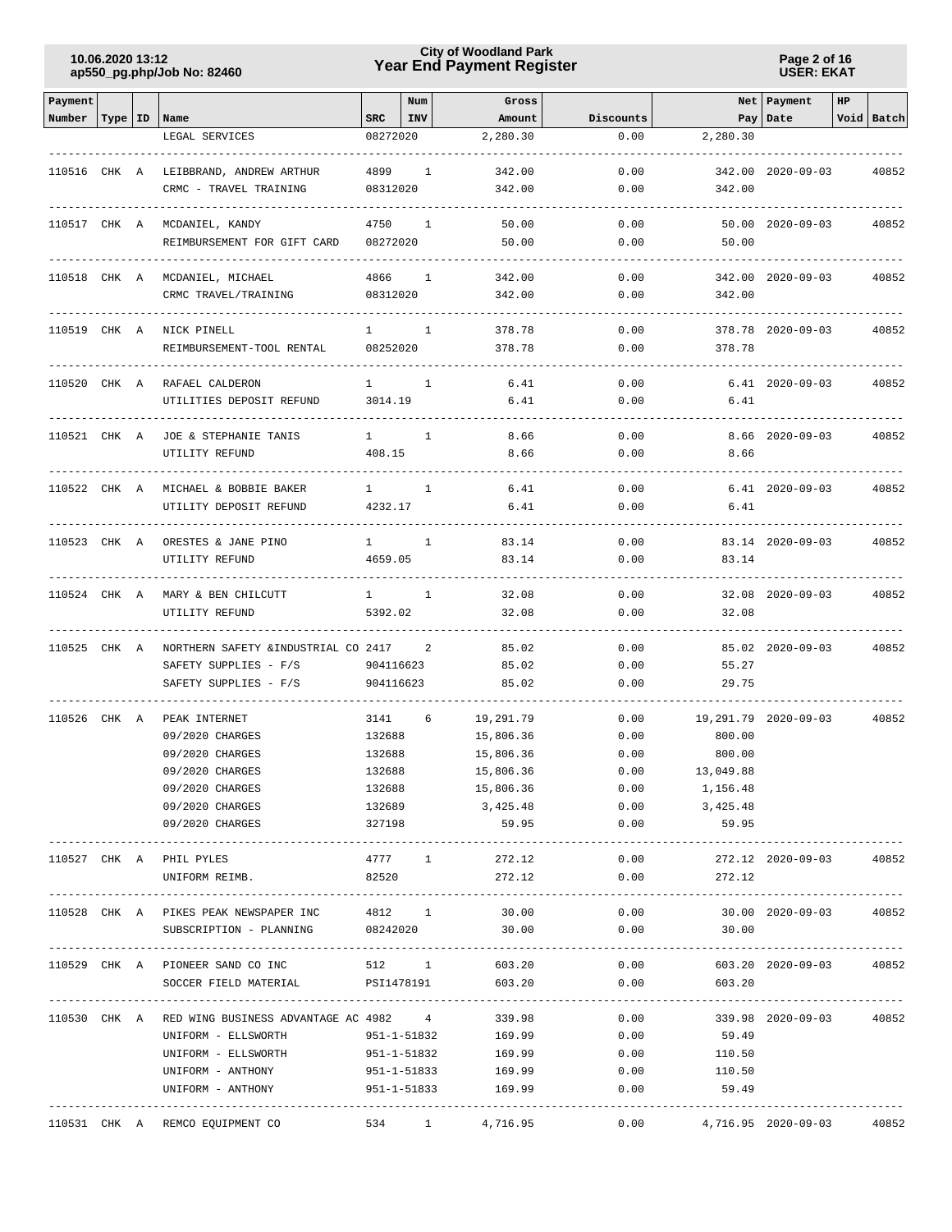| Payment Number | Type | ID | Name | SRC | Num INV | Gross Amount | Discounts | Net Pay | Payment Date | HP | Void | Batch |
|---|---|---|---|---|---|---|---|---|---|---|---|---|
| | | | LEGAL SERVICES | 08272020 | | 2,280.30 | 0.00 | 2,280.30 | | | | |
| 110516 | CHK | A | LEIBBRAND, ANDREW ARTHUR | 4899 | 1 | 342.00 | 0.00 | 342.00 | 2020-09-03 | | | 40852 |
| | | | CRMC - TRAVEL TRAINING | 08312020 | | 342.00 | 0.00 | 342.00 | | | | |
| 110517 | CHK | A | MCDANIEL, KANDY | 4750 | 1 | 50.00 | 0.00 | 50.00 | 2020-09-03 | | | 40852 |
| | | | REIMBURSEMENT FOR GIFT CARD | 08272020 | | 50.00 | 0.00 | 50.00 | | | | |
| 110518 | CHK | A | MCDANIEL, MICHAEL | 4866 | 1 | 342.00 | 0.00 | 342.00 | 2020-09-03 | | | 40852 |
| | | | CRMC TRAVEL/TRAINING | 08312020 | | 342.00 | 0.00 | 342.00 | | | | |
| 110519 | CHK | A | NICK PINELL | 1 | 1 | 378.78 | 0.00 | 378.78 | 2020-09-03 | | | 40852 |
| | | | REIMBURSEMENT-TOOL RENTAL | 08252020 | | 378.78 | 0.00 | 378.78 | | | | |
| 110520 | CHK | A | RAFAEL CALDERON | 1 | 1 | 6.41 | 0.00 | 6.41 | 2020-09-03 | | | 40852 |
| | | | UTILITIES DEPOSIT REFUND | 3014.19 | | 6.41 | 0.00 | 6.41 | | | | |
| 110521 | CHK | A | JOE & STEPHANIE TANIS | 1 | 1 | 8.66 | 0.00 | 8.66 | 2020-09-03 | | | 40852 |
| | | | UTILITY REFUND | 408.15 | | 8.66 | 0.00 | 8.66 | | | | |
| 110522 | CHK | A | MICHAEL & BOBBIE BAKER | 1 | 1 | 6.41 | 0.00 | 6.41 | 2020-09-03 | | | 40852 |
| | | | UTILITY DEPOSIT REFUND | 4232.17 | | 6.41 | 0.00 | 6.41 | | | | |
| 110523 | CHK | A | ORESTES & JANE PINO | 1 | 1 | 83.14 | 0.00 | 83.14 | 2020-09-03 | | | 40852 |
| | | | UTILITY REFUND | 4659.05 | | 83.14 | 0.00 | 83.14 | | | | |
| 110524 | CHK | A | MARY & BEN CHILCUTT | 1 | 1 | 32.08 | 0.00 | 32.08 | 2020-09-03 | | | 40852 |
| | | | UTILITY REFUND | 5392.02 | | 32.08 | 0.00 | 32.08 | | | | |
| 110525 | CHK | A | NORTHERN SAFETY &INDUSTRIAL CO | 2417 | 2 | 85.02 | 0.00 | 85.02 | 2020-09-03 | | | 40852 |
| | | | SAFETY SUPPLIES - F/S | 904116623 | | 85.02 | 0.00 | 55.27 | | | | |
| | | | SAFETY SUPPLIES - F/S | 904116623 | | 85.02 | 0.00 | 29.75 | | | | |
| 110526 | CHK | A | PEAK INTERNET | 3141 | 6 | 19,291.79 | 0.00 | 19,291.79 | 2020-09-03 | | | 40852 |
| | | | 09/2020 CHARGES | 132688 | | 15,806.36 | 0.00 | 800.00 | | | | |
| | | | 09/2020 CHARGES | 132688 | | 15,806.36 | 0.00 | 800.00 | | | | |
| | | | 09/2020 CHARGES | 132688 | | 15,806.36 | 0.00 | 13,049.88 | | | | |
| | | | 09/2020 CHARGES | 132688 | | 15,806.36 | 0.00 | 1,156.48 | | | | |
| | | | 09/2020 CHARGES | 132689 | | 3,425.48 | 0.00 | 3,425.48 | | | | |
| | | | 09/2020 CHARGES | 327198 | | 59.95 | 0.00 | 59.95 | | | | |
| 110527 | CHK | A | PHIL PYLES | 4777 | 1 | 272.12 | 0.00 | 272.12 | 2020-09-03 | | | 40852 |
| | | | UNIFORM REIMB. | 82520 | | 272.12 | 0.00 | 272.12 | | | | |
| 110528 | CHK | A | PIKES PEAK NEWSPAPER INC | 4812 | 1 | 30.00 | 0.00 | 30.00 | 2020-09-03 | | | 40852 |
| | | | SUBSCRIPTION - PLANNING | 08242020 | | 30.00 | 0.00 | 30.00 | | | | |
| 110529 | CHK | A | PIONEER SAND CO INC | 512 | 1 | 603.20 | 0.00 | 603.20 | 2020-09-03 | | | 40852 |
| | | | SOCCER FIELD MATERIAL | PSI1478191 | | 603.20 | 0.00 | 603.20 | | | | |
| 110530 | CHK | A | RED WING BUSINESS ADVANTAGE AC | 4982 | 4 | 339.98 | 0.00 | 339.98 | 2020-09-03 | | | 40852 |
| | | | UNIFORM - ELLSWORTH | 951-1-51832 | | 169.99 | 0.00 | 59.49 | | | | |
| | | | UNIFORM - ELLSWORTH | 951-1-51832 | | 169.99 | 0.00 | 110.50 | | | | |
| | | | UNIFORM - ANTHONY | 951-1-51833 | | 169.99 | 0.00 | 110.50 | | | | |
| | | | UNIFORM - ANTHONY | 951-1-51833 | | 169.99 | 0.00 | 59.49 | | | | |
| 110531 | CHK | A | REMCO EQUIPMENT CO | 534 | 1 | 4,716.95 | 0.00 | 4,716.95 | 2020-09-03 | | | 40852 |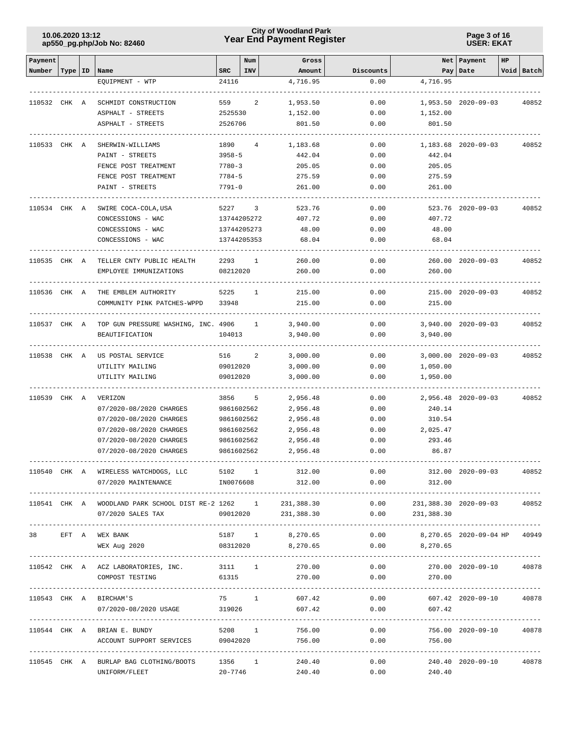| Payment Number | Type | ID | Name | SRC | Num INV | Gross Amount | Discounts | Net Pay | Payment Date | HP | Void | Batch |
|---|---|---|---|---|---|---|---|---|---|---|---|---|
| | | | EQUIPMENT - WTP | 24116 | | 4,716.95 | 0.00 | 4,716.95 | | | | |
| 110532 | CHK | A | SCHMIDT CONSTRUCTION | 559 | 2 | 1,953.50 | 0.00 | 1,953.50 | 2020-09-03 | | | 40852 |
| | | | ASPHALT - STREETS | 2525530 | | 1,152.00 | 0.00 | 1,152.00 | | | | |
| | | | ASPHALT - STREETS | 2526706 | | 801.50 | 0.00 | 801.50 | | | | |
| 110533 | CHK | A | SHERWIN-WILLIAMS | 1890 | 4 | 1,183.68 | 0.00 | 1,183.68 | 2020-09-03 | | | 40852 |
| | | | PAINT - STREETS | 3958-5 | | 442.04 | 0.00 | 442.04 | | | | |
| | | | FENCE POST TREATMENT | 7780-3 | | 205.05 | 0.00 | 205.05 | | | | |
| | | | FENCE POST TREATMENT | 7784-5 | | 275.59 | 0.00 | 275.59 | | | | |
| | | | PAINT - STREETS | 7791-0 | | 261.00 | 0.00 | 261.00 | | | | |
| 110534 | CHK | A | SWIRE COCA-COLA,USA | 5227 | 3 | 523.76 | 0.00 | 523.76 | 2020-09-03 | | | 40852 |
| | | | CONCESSIONS - WAC | 13744205272 | | 407.72 | 0.00 | 407.72 | | | | |
| | | | CONCESSIONS - WAC | 13744205273 | | 48.00 | 0.00 | 48.00 | | | | |
| | | | CONCESSIONS - WAC | 13744205353 | | 68.04 | 0.00 | 68.04 | | | | |
| 110535 | CHK | A | TELLER CNTY PUBLIC HEALTH | 2293 | 1 | 260.00 | 0.00 | 260.00 | 2020-09-03 | | | 40852 |
| | | | EMPLOYEE IMMUNIZATIONS | 08212020 | | 260.00 | 0.00 | 260.00 | | | | |
| 110536 | CHK | A | THE EMBLEM AUTHORITY | 5225 | 1 | 215.00 | 0.00 | 215.00 | 2020-09-03 | | | 40852 |
| | | | COMMUNITY PINK PATCHES-WPPD | 33948 | | 215.00 | 0.00 | 215.00 | | | | |
| 110537 | CHK | A | TOP GUN PRESSURE WASHING, INC. | 4906 | 1 | 3,940.00 | 0.00 | 3,940.00 | 2020-09-03 | | | 40852 |
| | | | BEAUTIFICATION | 104013 | | 3,940.00 | 0.00 | 3,940.00 | | | | |
| 110538 | CHK | A | US POSTAL SERVICE | 516 | 2 | 3,000.00 | 0.00 | 3,000.00 | 2020-09-03 | | | 40852 |
| | | | UTILITY MAILING | 09012020 | | 3,000.00 | 0.00 | 1,050.00 | | | | |
| | | | UTILITY MAILING | 09012020 | | 3,000.00 | 0.00 | 1,950.00 | | | | |
| 110539 | CHK | A | VERIZON | 3856 | 5 | 2,956.48 | 0.00 | 2,956.48 | 2020-09-03 | | | 40852 |
| | | | 07/2020-08/2020 CHARGES | 9861602562 | | 2,956.48 | 0.00 | 240.14 | | | | |
| | | | 07/2020-08/2020 CHARGES | 9861602562 | | 2,956.48 | 0.00 | 310.54 | | | | |
| | | | 07/2020-08/2020 CHARGES | 9861602562 | | 2,956.48 | 0.00 | 2,025.47 | | | | |
| | | | 07/2020-08/2020 CHARGES | 9861602562 | | 2,956.48 | 0.00 | 293.46 | | | | |
| | | | 07/2020-08/2020 CHARGES | 9861602562 | | 2,956.48 | 0.00 | 86.87 | | | | |
| 110540 | CHK | A | WIRELESS WATCHDOGS, LLC | 5102 | 1 | 312.00 | 0.00 | 312.00 | 2020-09-03 | | | 40852 |
| | | | 07/2020 MAINTENANCE | IN0076608 | | 312.00 | 0.00 | 312.00 | | | | |
| 110541 | CHK | A | WOODLAND PARK SCHOOL DIST RE-2 | 1262 | 1 | 231,388.30 | 0.00 | 231,388.30 | 2020-09-03 | | | 40852 |
| | | | 07/2020 SALES TAX | 09012020 | | 231,388.30 | 0.00 | 231,388.30 | | | | |
| 38 | EFT | A | WEX BANK | 5187 | 1 | 8,270.65 | 0.00 | 8,270.65 | 2020-09-04 | HP | | 40949 |
| | | | WEX Aug 2020 | 08312020 | | 8,270.65 | 0.00 | 8,270.65 | | | | |
| 110542 | CHK | A | ACZ LABORATORIES, INC. | 3111 | 1 | 270.00 | 0.00 | 270.00 | 2020-09-10 | | | 40878 |
| | | | COMPOST TESTING | 61315 | | 270.00 | 0.00 | 270.00 | | | | |
| 110543 | CHK | A | BIRCHAM'S | 75 | 1 | 607.42 | 0.00 | 607.42 | 2020-09-10 | | | 40878 |
| | | | 07/2020-08/2020 USAGE | 319026 | | 607.42 | 0.00 | 607.42 | | | | |
| 110544 | CHK | A | BRIAN E. BUNDY | 5208 | 1 | 756.00 | 0.00 | 756.00 | 2020-09-10 | | | 40878 |
| | | | ACCOUNT SUPPORT SERVICES | 09042020 | | 756.00 | 0.00 | 756.00 | | | | |
| 110545 | CHK | A | BURLAP BAG CLOTHING/BOOTS | 1356 | 1 | 240.40 | 0.00 | 240.40 | 2020-09-10 | | | 40878 |
| | | | UNIFORM/FLEET | 20-7746 | | 240.40 | 0.00 | 240.40 | | | | |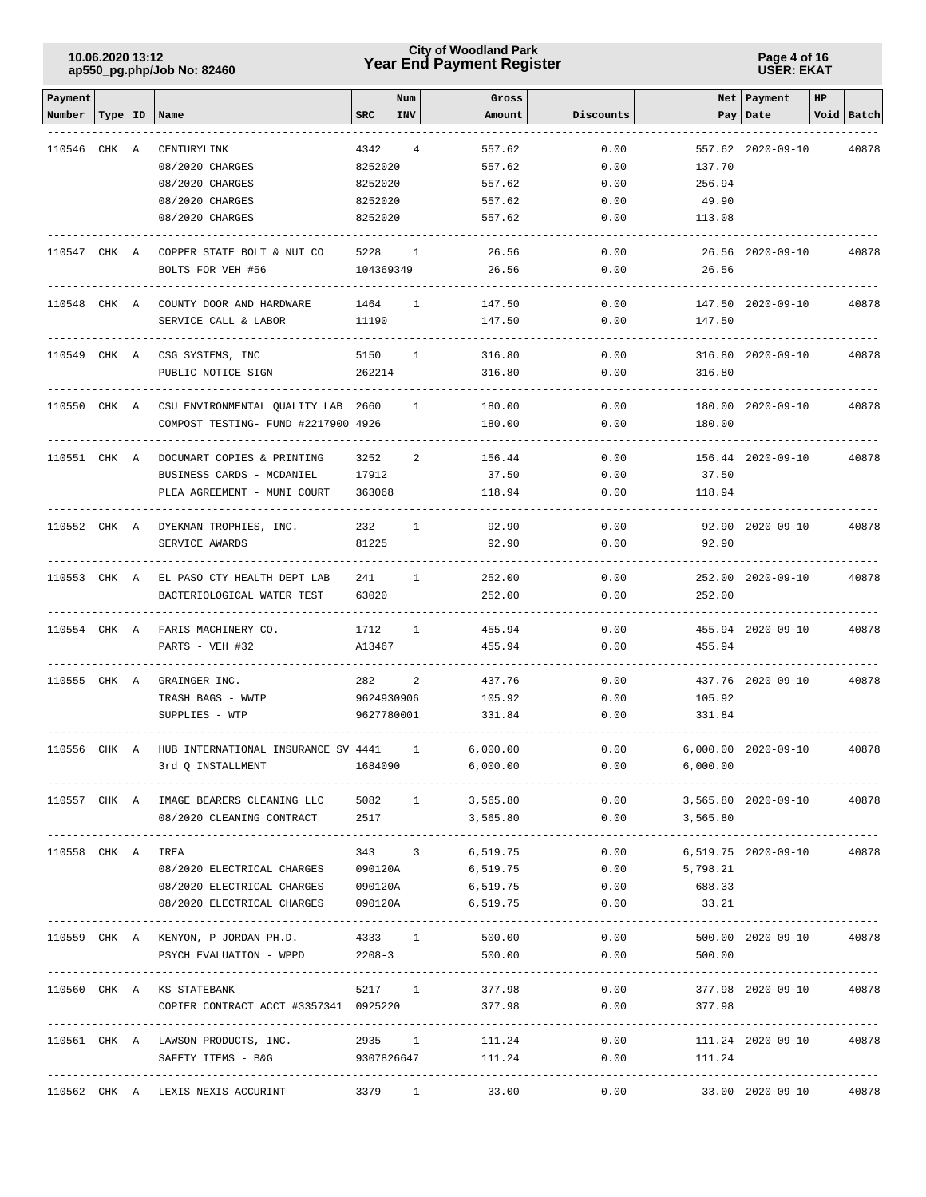| Payment Number | Type | ID | Name | SRC | Num INV | Gross Amount | Discounts | Net Pay | Payment Date | HP | Void | Batch |
|---|---|---|---|---|---|---|---|---|---|---|---|---|
| 110546 | CHK | A | CENTURYLINK | 4342 | 4 | 557.62 | 0.00 | 557.62 | 2020-09-10 | | | 40878 |
| | | | 08/2020 CHARGES | 8252020 | | 557.62 | 0.00 | 137.70 | | | | |
| | | | 08/2020 CHARGES | 8252020 | | 557.62 | 0.00 | 256.94 | | | | |
| | | | 08/2020 CHARGES | 8252020 | | 557.62 | 0.00 | 49.90 | | | | |
| | | | 08/2020 CHARGES | 8252020 | | 557.62 | 0.00 | 113.08 | | | | |
| 110547 | CHK | A | COPPER STATE BOLT & NUT CO | 5228 | 1 | 26.56 | 0.00 | 26.56 | 2020-09-10 | | | 40878 |
| | | | BOLTS FOR VEH #56 | 104369349 | | 26.56 | 0.00 | 26.56 | | | | |
| 110548 | CHK | A | COUNTY DOOR AND HARDWARE | 1464 | 1 | 147.50 | 0.00 | 147.50 | 2020-09-10 | | | 40878 |
| | | | SERVICE CALL & LABOR | 11190 | | 147.50 | 0.00 | 147.50 | | | | |
| 110549 | CHK | A | CSG SYSTEMS, INC | 5150 | 1 | 316.80 | 0.00 | 316.80 | 2020-09-10 | | | 40878 |
| | | | PUBLIC NOTICE SIGN | 262214 | | 316.80 | 0.00 | 316.80 | | | | |
| 110550 | CHK | A | CSU ENVIRONMENTAL QUALITY LAB | 2660 | 1 | 180.00 | 0.00 | 180.00 | 2020-09-10 | | | 40878 |
| | | | COMPOST TESTING- FUND #2217900 | 4926 | | 180.00 | 0.00 | 180.00 | | | | |
| 110551 | CHK | A | DOCUMART COPIES & PRINTING | 3252 | 2 | 156.44 | 0.00 | 156.44 | 2020-09-10 | | | 40878 |
| | | | BUSINESS CARDS - MCDANIEL | 17912 | | 37.50 | 0.00 | 37.50 | | | | |
| | | | PLEA AGREEMENT - MUNI COURT | 363068 | | 118.94 | 0.00 | 118.94 | | | | |
| 110552 | CHK | A | DYEKMAN TROPHIES, INC. | 232 | 1 | 92.90 | 0.00 | 92.90 | 2020-09-10 | | | 40878 |
| | | | SERVICE AWARDS | 81225 | | 92.90 | 0.00 | 92.90 | | | | |
| 110553 | CHK | A | EL PASO CTY HEALTH DEPT LAB | 241 | 1 | 252.00 | 0.00 | 252.00 | 2020-09-10 | | | 40878 |
| | | | BACTERIOLOGICAL WATER TEST | 63020 | | 252.00 | 0.00 | 252.00 | | | | |
| 110554 | CHK | A | FARIS MACHINERY CO. | 1712 | 1 | 455.94 | 0.00 | 455.94 | 2020-09-10 | | | 40878 |
| | | | PARTS - VEH #32 | A13467 | | 455.94 | 0.00 | 455.94 | | | | |
| 110555 | CHK | A | GRAINGER INC. | 282 | 2 | 437.76 | 0.00 | 437.76 | 2020-09-10 | | | 40878 |
| | | | TRASH BAGS - WWTP | 9624930906 | | 105.92 | 0.00 | 105.92 | | | | |
| | | | SUPPLIES - WTP | 9627780001 | | 331.84 | 0.00 | 331.84 | | | | |
| 110556 | CHK | A | HUB INTERNATIONAL INSURANCE SV | 4441 | 1 | 6,000.00 | 0.00 | 6,000.00 | 2020-09-10 | | | 40878 |
| | | | 3rd Q INSTALLMENT | 1684090 | | 6,000.00 | 0.00 | 6,000.00 | | | | |
| 110557 | CHK | A | IMAGE BEARERS CLEANING LLC | 5082 | 1 | 3,565.80 | 0.00 | 3,565.80 | 2020-09-10 | | | 40878 |
| | | | 08/2020 CLEANING CONTRACT | 2517 | | 3,565.80 | 0.00 | 3,565.80 | | | | |
| 110558 | CHK | A | IREA | 343 | 3 | 6,519.75 | 0.00 | 6,519.75 | 2020-09-10 | | | 40878 |
| | | | 08/2020 ELECTRICAL CHARGES | 090120A | | 6,519.75 | 0.00 | 5,798.21 | | | | |
| | | | 08/2020 ELECTRICAL CHARGES | 090120A | | 6,519.75 | 0.00 | 688.33 | | | | |
| | | | 08/2020 ELECTRICAL CHARGES | 090120A | | 6,519.75 | 0.00 | 33.21 | | | | |
| 110559 | CHK | A | KENYON, P JORDAN PH.D. | 4333 | 1 | 500.00 | 0.00 | 500.00 | 2020-09-10 | | | 40878 |
| | | | PSYCH EVALUATION - WPPD | 2208-3 | | 500.00 | 0.00 | 500.00 | | | | |
| 110560 | CHK | A | KS STATEBANK | 5217 | 1 | 377.98 | 0.00 | 377.98 | 2020-09-10 | | | 40878 |
| | | | COPIER CONTRACT ACCT #3357341 | 0925220 | | 377.98 | 0.00 | 377.98 | | | | |
| 110561 | CHK | A | LAWSON PRODUCTS, INC. | 2935 | 1 | 111.24 | 0.00 | 111.24 | 2020-09-10 | | | 40878 |
| | | | SAFETY ITEMS - B&G | 9307826647 | | 111.24 | 0.00 | 111.24 | | | | |
| 110562 | CHK | A | LEXIS NEXIS ACCURINT | 3379 | 1 | 33.00 | 0.00 | 33.00 | 2020-09-10 | | | 40878 |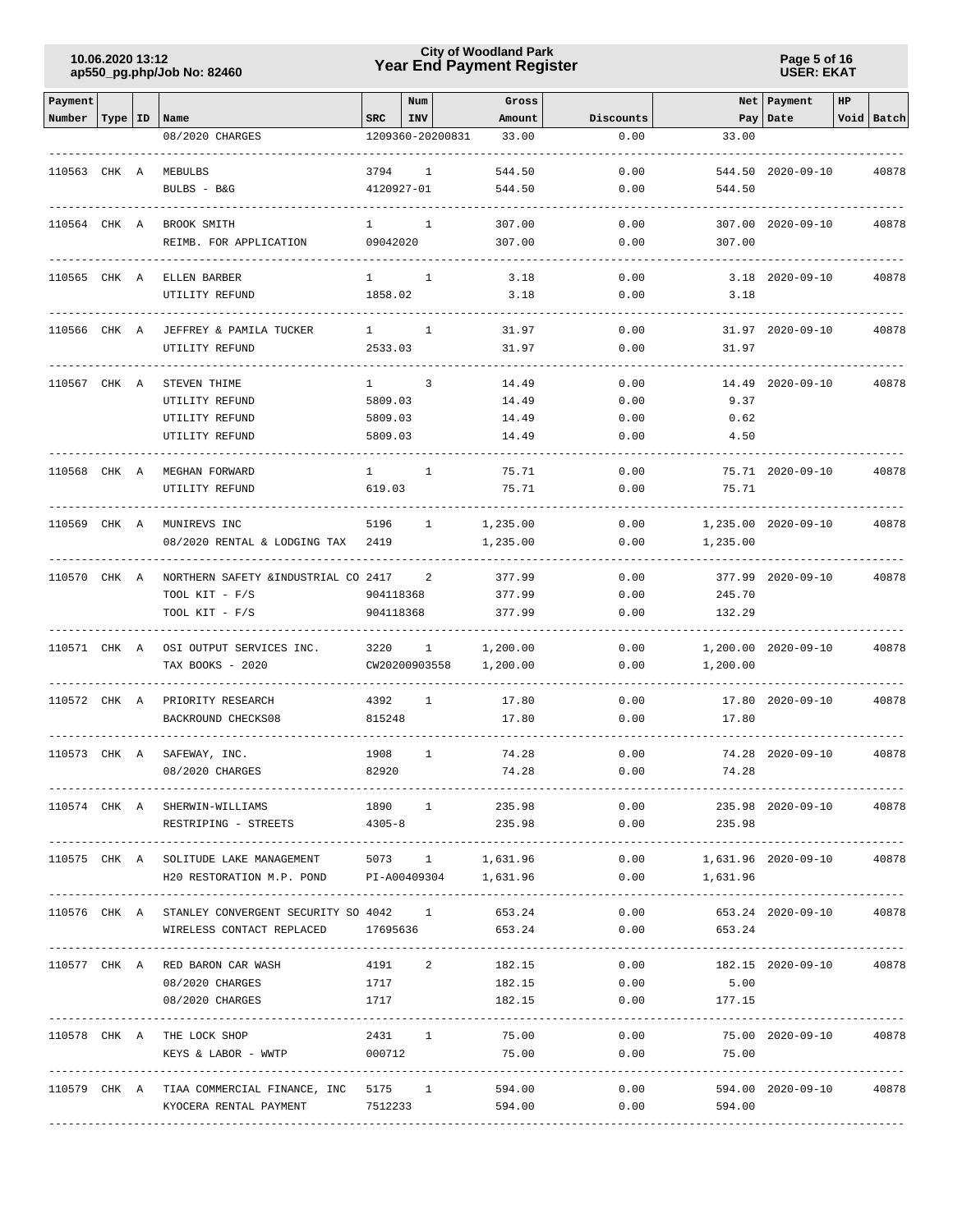| Payment Number | Type | ID | Name | SRC | Num INV | Gross Amount | Discounts | Net Pay | Payment Date | HP Void | Batch |
|---|---|---|---|---|---|---|---|---|---|---|---|
| | | | 08/2020 CHARGES | 1209360-20200831 | | 33.00 | 0.00 | 33.00 | | | |
| 110563 | CHK | A | MEBULBS | 3794 | 1 | 544.50 | 0.00 | 544.50 | 2020-09-10 | | 40878 |
| | | | BULBS - B&G | 4120927-01 | | 544.50 | 0.00 | 544.50 | | | |
| 110564 | CHK | A | BROOK SMITH | 1 | 1 | 307.00 | 0.00 | 307.00 | 2020-09-10 | | 40878 |
| | | | REIMB. FOR APPLICATION | 09042020 | | 307.00 | 0.00 | 307.00 | | | |
| 110565 | CHK | A | ELLEN BARBER | 1 | 1 | 3.18 | 0.00 | 3.18 | 2020-09-10 | | 40878 |
| | | | UTILITY REFUND | 1858.02 | | 3.18 | 0.00 | 3.18 | | | |
| 110566 | CHK | A | JEFFREY & PAMILA TUCKER | 1 | 1 | 31.97 | 0.00 | 31.97 | 2020-09-10 | | 40878 |
| | | | UTILITY REFUND | 2533.03 | | 31.97 | 0.00 | 31.97 | | | |
| 110567 | CHK | A | STEVEN THIME | 1 | 3 | 14.49 | 0.00 | 14.49 | 2020-09-10 | | 40878 |
| | | | UTILITY REFUND | 5809.03 | | 14.49 | 0.00 | 9.37 | | | |
| | | | UTILITY REFUND | 5809.03 | | 14.49 | 0.00 | 0.62 | | | |
| | | | UTILITY REFUND | 5809.03 | | 14.49 | 0.00 | 4.50 | | | |
| 110568 | CHK | A | MEGHAN FORWARD | 1 | 1 | 75.71 | 0.00 | 75.71 | 2020-09-10 | | 40878 |
| | | | UTILITY REFUND | 619.03 | | 75.71 | 0.00 | 75.71 | | | |
| 110569 | CHK | A | MUNIREVS INC | 5196 | 1 | 1,235.00 | 0.00 | 1,235.00 | 2020-09-10 | | 40878 |
| | | | 08/2020 RENTAL & LODGING TAX | 2419 | | 1,235.00 | 0.00 | 1,235.00 | | | |
| 110570 | CHK | A | NORTHERN SAFETY &INDUSTRIAL CO | 2417 | 2 | 377.99 | 0.00 | 377.99 | 2020-09-10 | | 40878 |
| | | | TOOL KIT - F/S | 904118368 | | 377.99 | 0.00 | 245.70 | | | |
| | | | TOOL KIT - F/S | 904118368 | | 377.99 | 0.00 | 132.29 | | | |
| 110571 | CHK | A | OSI OUTPUT SERVICES INC. | 3220 | 1 | 1,200.00 | 0.00 | 1,200.00 | 2020-09-10 | | 40878 |
| | | | TAX BOOKS - 2020 | CW20200903558 | | 1,200.00 | 0.00 | 1,200.00 | | | |
| 110572 | CHK | A | PRIORITY RESEARCH | 4392 | 1 | 17.80 | 0.00 | 17.80 | 2020-09-10 | | 40878 |
| | | | BACKROUND CHECKS08 | 815248 | | 17.80 | 0.00 | 17.80 | | | |
| 110573 | CHK | A | SAFEWAY, INC. | 1908 | 1 | 74.28 | 0.00 | 74.28 | 2020-09-10 | | 40878 |
| | | | 08/2020 CHARGES | 82920 | | 74.28 | 0.00 | 74.28 | | | |
| 110574 | CHK | A | SHERWIN-WILLIAMS | 1890 | 1 | 235.98 | 0.00 | 235.98 | 2020-09-10 | | 40878 |
| | | | RESTRIPING - STREETS | 4305-8 | | 235.98 | 0.00 | 235.98 | | | |
| 110575 | CHK | A | SOLITUDE LAKE MANAGEMENT | 5073 | 1 | 1,631.96 | 0.00 | 1,631.96 | 2020-09-10 | | 40878 |
| | | | H20 RESTORATION M.P. POND | PI-A00409304 | | 1,631.96 | 0.00 | 1,631.96 | | | |
| 110576 | CHK | A | STANLEY CONVERGENT SECURITY SO | 4042 | 1 | 653.24 | 0.00 | 653.24 | 2020-09-10 | | 40878 |
| | | | WIRELESS CONTACT REPLACED | 17695636 | | 653.24 | 0.00 | 653.24 | | | |
| 110577 | CHK | A | RED BARON CAR WASH | 4191 | 2 | 182.15 | 0.00 | 182.15 | 2020-09-10 | | 40878 |
| | | | 08/2020 CHARGES | 1717 | | 182.15 | 0.00 | 5.00 | | | |
| | | | 08/2020 CHARGES | 1717 | | 182.15 | 0.00 | 177.15 | | | |
| 110578 | CHK | A | THE LOCK SHOP | 2431 | 1 | 75.00 | 0.00 | 75.00 | 2020-09-10 | | 40878 |
| | | | KEYS & LABOR - WWTP | 000712 | | 75.00 | 0.00 | 75.00 | | | |
| 110579 | CHK | A | TIAA COMMERCIAL FINANCE, INC | 5175 | 1 | 594.00 | 0.00 | 594.00 | 2020-09-10 | | 40878 |
| | | | KYOCERA RENTAL PAYMENT | 7512233 | | 594.00 | 0.00 | 594.00 | | | |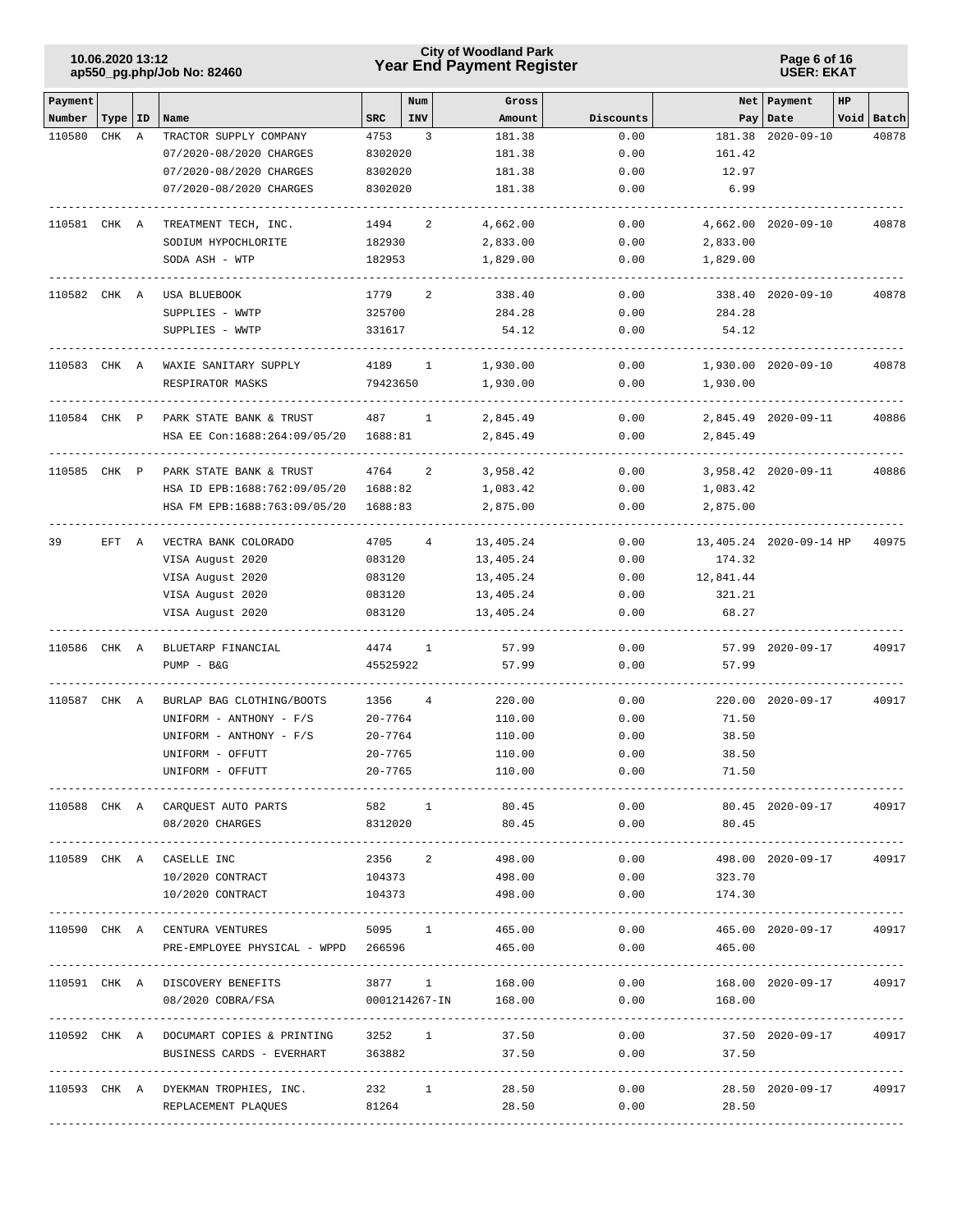| Payment Number | Type | ID | Name | SRC | Num INV | Gross Amount | Discounts | Net Pay | Payment Date | HP Void | Batch |
|---|---|---|---|---|---|---|---|---|---|---|---|
| 110580 | CHK | A | TRACTOR SUPPLY COMPANY | 4753 | 3 | 181.38 | 0.00 | 181.38 | 2020-09-10 | | 40878 |
| | | | 07/2020-08/2020 CHARGES | 8302020 | | 181.38 | 0.00 | 161.42 | | | |
| | | | 07/2020-08/2020 CHARGES | 8302020 | | 181.38 | 0.00 | 12.97 | | | |
| | | | 07/2020-08/2020 CHARGES | 8302020 | | 181.38 | 0.00 | 6.99 | | | |
| 110581 | CHK | A | TREATMENT TECH, INC. | 1494 | 2 | 4,662.00 | 0.00 | 4,662.00 | 2020-09-10 | | 40878 |
| | | | SODIUM HYPOCHLORITE | 182930 | | 2,833.00 | 0.00 | 2,833.00 | | | |
| | | | SODA ASH - WTP | 182953 | | 1,829.00 | 0.00 | 1,829.00 | | | |
| 110582 | CHK | A | USA BLUEBOOK | 1779 | 2 | 338.40 | 0.00 | 338.40 | 2020-09-10 | | 40878 |
| | | | SUPPLIES - WWTP | 325700 | | 284.28 | 0.00 | 284.28 | | | |
| | | | SUPPLIES - WWTP | 331617 | | 54.12 | 0.00 | 54.12 | | | |
| 110583 | CHK | A | WAXIE SANITARY SUPPLY | 4189 | 1 | 1,930.00 | 0.00 | 1,930.00 | 2020-09-10 | | 40878 |
| | | | RESPIRATOR MASKS | 79423650 | | 1,930.00 | 0.00 | 1,930.00 | | | |
| 110584 | CHK | P | PARK STATE BANK & TRUST | 487 | 1 | 2,845.49 | 0.00 | 2,845.49 | 2020-09-11 | | 40886 |
| | | | HSA EE Con:1688:264:09/05/20 | 1688:81 | | 2,845.49 | 0.00 | 2,845.49 | | | |
| 110585 | CHK | P | PARK STATE BANK & TRUST | 4764 | 2 | 3,958.42 | 0.00 | 3,958.42 | 2020-09-11 | | 40886 |
| | | | HSA ID EPB:1688:762:09/05/20 | 1688:82 | | 1,083.42 | 0.00 | 1,083.42 | | | |
| | | | HSA FM EPB:1688:763:09/05/20 | 1688:83 | | 2,875.00 | 0.00 | 2,875.00 | | | |
| 39 | EFT | A | VECTRA BANK COLORADO | 4705 | 4 | 13,405.24 | 0.00 | 13,405.24 | 2020-09-14 | HP | 40975 |
| | | | VISA August 2020 | 083120 | | 13,405.24 | 0.00 | 174.32 | | | |
| | | | VISA August 2020 | 083120 | | 13,405.24 | 0.00 | 12,841.44 | | | |
| | | | VISA August 2020 | 083120 | | 13,405.24 | 0.00 | 321.21 | | | |
| | | | VISA August 2020 | 083120 | | 13,405.24 | 0.00 | 68.27 | | | |
| 110586 | CHK | A | BLUETARP FINANCIAL | 4474 | 1 | 57.99 | 0.00 | 57.99 | 2020-09-17 | | 40917 |
| | | | PUMP - B&G | 45525922 | | 57.99 | 0.00 | 57.99 | | | |
| 110587 | CHK | A | BURLAP BAG CLOTHING/BOOTS | 1356 | 4 | 220.00 | 0.00 | 220.00 | 2020-09-17 | | 40917 |
| | | | UNIFORM - ANTHONY - F/S | 20-7764 | | 110.00 | 0.00 | 71.50 | | | |
| | | | UNIFORM - ANTHONY - F/S | 20-7764 | | 110.00 | 0.00 | 38.50 | | | |
| | | | UNIFORM - OFFUTT | 20-7765 | | 110.00 | 0.00 | 38.50 | | | |
| | | | UNIFORM - OFFUTT | 20-7765 | | 110.00 | 0.00 | 71.50 | | | |
| 110588 | CHK | A | CARQUEST AUTO PARTS | 582 | 1 | 80.45 | 0.00 | 80.45 | 2020-09-17 | | 40917 |
| | | | 08/2020 CHARGES | 8312020 | | 80.45 | 0.00 | 80.45 | | | |
| 110589 | CHK | A | CASELLE INC | 2356 | 2 | 498.00 | 0.00 | 498.00 | 2020-09-17 | | 40917 |
| | | | 10/2020 CONTRACT | 104373 | | 498.00 | 0.00 | 323.70 | | | |
| | | | 10/2020 CONTRACT | 104373 | | 498.00 | 0.00 | 174.30 | | | |
| 110590 | CHK | A | CENTURA VENTURES | 5095 | 1 | 465.00 | 0.00 | 465.00 | 2020-09-17 | | 40917 |
| | | | PRE-EMPLOYEE PHYSICAL - WPPD | 266596 | | 465.00 | 0.00 | 465.00 | | | |
| 110591 | CHK | A | DISCOVERY BENEFITS | 3877 | 1 | 168.00 | 0.00 | 168.00 | 2020-09-17 | | 40917 |
| | | | 08/2020 COBRA/FSA | 0001214267-IN | | 168.00 | 0.00 | 168.00 | | | |
| 110592 | CHK | A | DOCUMART COPIES & PRINTING | 3252 | 1 | 37.50 | 0.00 | 37.50 | 2020-09-17 | | 40917 |
| | | | BUSINESS CARDS - EVERHART | 363882 | | 37.50 | 0.00 | 37.50 | | | |
| 110593 | CHK | A | DYEKMAN TROPHIES, INC. | 232 | 1 | 28.50 | 0.00 | 28.50 | 2020-09-17 | | 40917 |
| | | | REPLACEMENT PLAQUES | 81264 | | 28.50 | 0.00 | 28.50 | | | |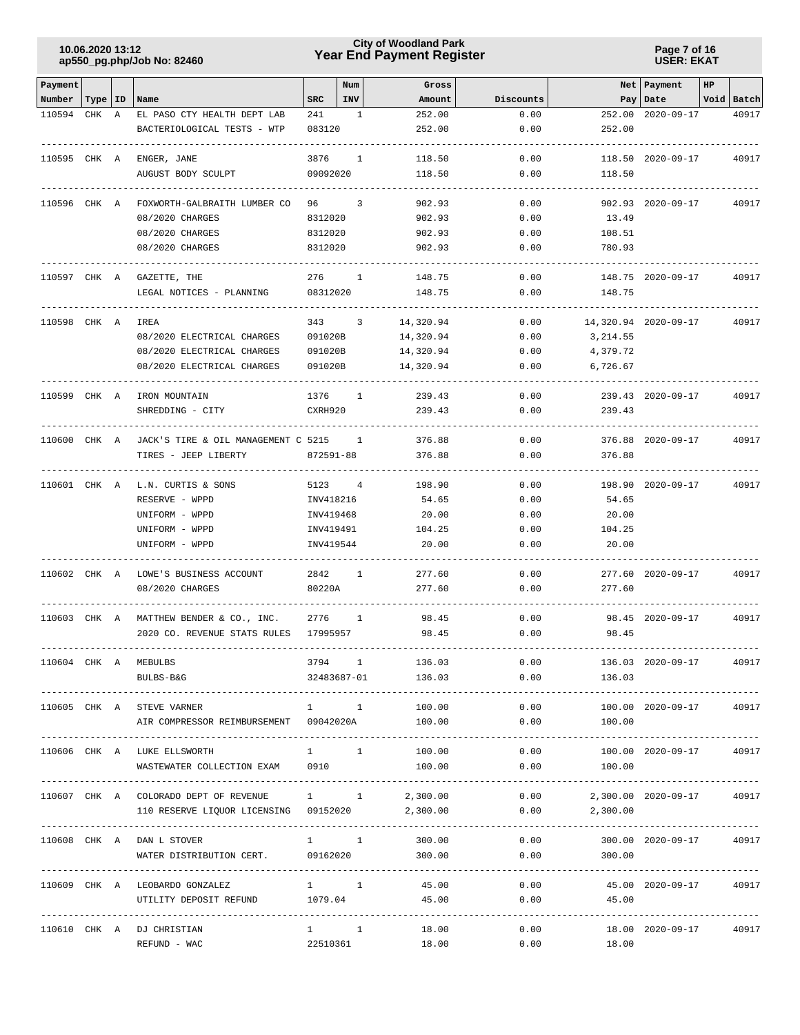| Payment Number | Type | ID | Name | SRC | Num INV | Gross Amount | Discounts | Net Pay | Payment Date | HP | Void | Batch |
|---|---|---|---|---|---|---|---|---|---|---|---|---|
| 110594 | CHK | A | EL PASO CTY HEALTH DEPT LAB | 241 | 1 | 252.00 | 0.00 | 252.00 | 2020-09-17 | | | 40917 |
| | | | BACTERIOLOGICAL TESTS - WTP | 083120 | | 252.00 | 0.00 | 252.00 | | | | |
| 110595 | CHK | A | ENGER, JANE | 3876 | 1 | 118.50 | 0.00 | 118.50 | 2020-09-17 | | | 40917 |
| | | | AUGUST BODY SCULPT | 09092020 | | 118.50 | 0.00 | 118.50 | | | | |
| 110596 | CHK | A | FOXWORTH-GALBRAITH LUMBER CO | 96 | 3 | 902.93 | 0.00 | 902.93 | 2020-09-17 | | | 40917 |
| | | | 08/2020 CHARGES | 8312020 | | 902.93 | 0.00 | 13.49 | | | | |
| | | | 08/2020 CHARGES | 8312020 | | 902.93 | 0.00 | 108.51 | | | | |
| | | | 08/2020 CHARGES | 8312020 | | 902.93 | 0.00 | 780.93 | | | | |
| 110597 | CHK | A | GAZETTE, THE | 276 | 1 | 148.75 | 0.00 | 148.75 | 2020-09-17 | | | 40917 |
| | | | LEGAL NOTICES - PLANNING | 08312020 | | 148.75 | 0.00 | 148.75 | | | | |
| 110598 | CHK | A | IREA | 343 | 3 | 14,320.94 | 0.00 | 14,320.94 | 2020-09-17 | | | 40917 |
| | | | 08/2020 ELECTRICAL CHARGES | 091020B | | 14,320.94 | 0.00 | 3,214.55 | | | | |
| | | | 08/2020 ELECTRICAL CHARGES | 091020B | | 14,320.94 | 0.00 | 4,379.72 | | | | |
| | | | 08/2020 ELECTRICAL CHARGES | 091020B | | 14,320.94 | 0.00 | 6,726.67 | | | | |
| 110599 | CHK | A | IRON MOUNTAIN | 1376 | 1 | 239.43 | 0.00 | 239.43 | 2020-09-17 | | | 40917 |
| | | | SHREDDING - CITY | CXRH920 | | 239.43 | 0.00 | 239.43 | | | | |
| 110600 | CHK | A | JACK'S TIRE & OIL MANAGEMENT C | 5215 | 1 | 376.88 | 0.00 | 376.88 | 2020-09-17 | | | 40917 |
| | | | TIRES - JEEP LIBERTY | 872591-88 | | 376.88 | 0.00 | 376.88 | | | | |
| 110601 | CHK | A | L.N. CURTIS & SONS | 5123 | 4 | 198.90 | 0.00 | 198.90 | 2020-09-17 | | | 40917 |
| | | | RESERVE - WPPD | INV418216 | | 54.65 | 0.00 | 54.65 | | | | |
| | | | UNIFORM - WPPD | INV419468 | | 20.00 | 0.00 | 20.00 | | | | |
| | | | UNIFORM - WPPD | INV419491 | | 104.25 | 0.00 | 104.25 | | | | |
| | | | UNIFORM - WPPD | INV419544 | | 20.00 | 0.00 | 20.00 | | | | |
| 110602 | CHK | A | LOWE'S BUSINESS ACCOUNT | 2842 | 1 | 277.60 | 0.00 | 277.60 | 2020-09-17 | | | 40917 |
| | | | 08/2020 CHARGES | 80220A | | 277.60 | 0.00 | 277.60 | | | | |
| 110603 | CHK | A | MATTHEW BENDER & CO., INC. | 2776 | 1 | 98.45 | 0.00 | 98.45 | 2020-09-17 | | | 40917 |
| | | | 2020 CO. REVENUE STATS RULES | 17995957 | | 98.45 | 0.00 | 98.45 | | | | |
| 110604 | CHK | A | MEBULBS | 3794 | 1 | 136.03 | 0.00 | 136.03 | 2020-09-17 | | | 40917 |
| | | | BULBS-B&G | 32483687-01 | | 136.03 | 0.00 | 136.03 | | | | |
| 110605 | CHK | A | STEVE VARNER | 1 | 1 | 100.00 | 0.00 | 100.00 | 2020-09-17 | | | 40917 |
| | | | AIR COMPRESSOR REIMBURSEMENT | 09042020A | | 100.00 | 0.00 | 100.00 | | | | |
| 110606 | CHK | A | LUKE ELLSWORTH | 1 | 1 | 100.00 | 0.00 | 100.00 | 2020-09-17 | | | 40917 |
| | | | WASTEWATER COLLECTION EXAM | 0910 | | 100.00 | 0.00 | 100.00 | | | | |
| 110607 | CHK | A | COLORADO DEPT OF REVENUE | 1 | 1 | 2,300.00 | 0.00 | 2,300.00 | 2020-09-17 | | | 40917 |
| | | | 110 RESERVE LIQUOR LICENSING | 09152020 | | 2,300.00 | 0.00 | 2,300.00 | | | | |
| 110608 | CHK | A | DAN L STOVER | 1 | 1 | 300.00 | 0.00 | 300.00 | 2020-09-17 | | | 40917 |
| | | | WATER DISTRIBUTION CERT. | 09162020 | | 300.00 | 0.00 | 300.00 | | | | |
| 110609 | CHK | A | LEOBARDO GONZALEZ | 1 | 1 | 45.00 | 0.00 | 45.00 | 2020-09-17 | | | 40917 |
| | | | UTILITY DEPOSIT REFUND | 1079.04 | | 45.00 | 0.00 | 45.00 | | | | |
| 110610 | CHK | A | DJ CHRISTIAN | 1 | 1 | 18.00 | 0.00 | 18.00 | 2020-09-17 | | | 40917 |
| | | | REFUND - WAC | 22510361 | | 18.00 | 0.00 | 18.00 | | | | |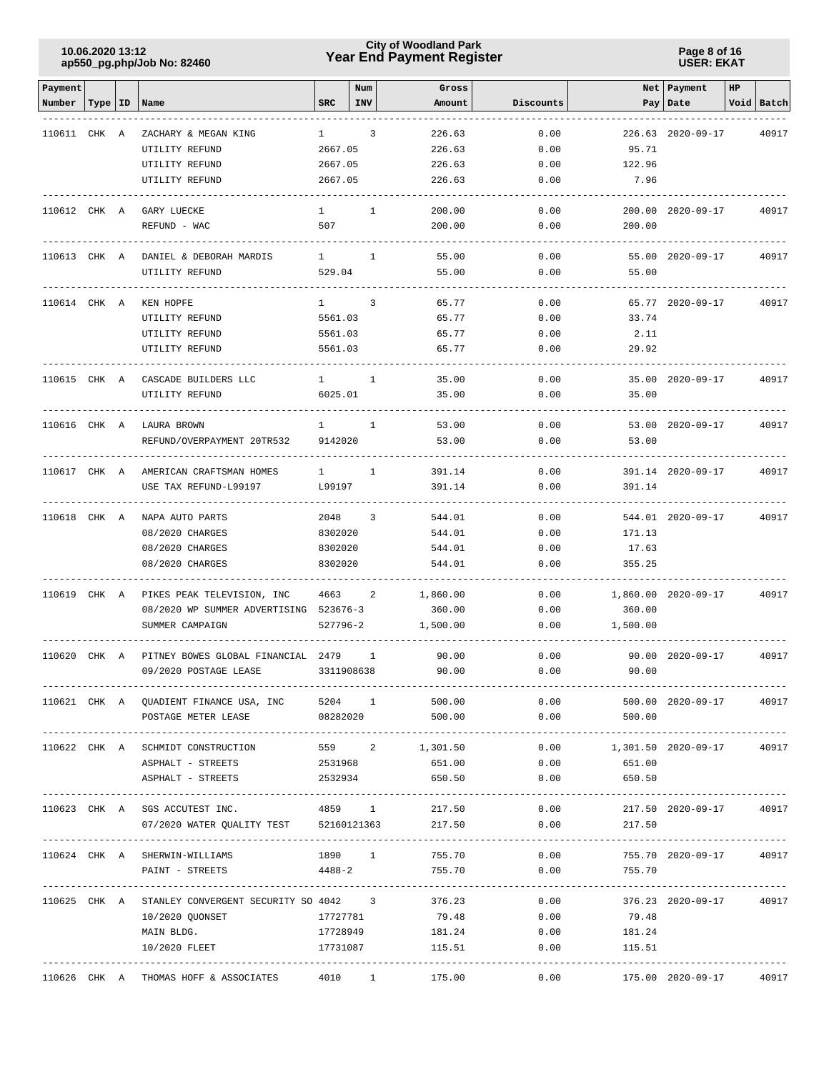| Payment Number | Type | ID | Name | SRC | Num INV | Gross Amount | Discounts | Net Pay | Payment Date | HP Void | Batch |
|---|---|---|---|---|---|---|---|---|---|---|---|
| 110611 | CHK | A | ZACHARY & MEGAN KING | 1 | 3 | 226.63 | 0.00 | 226.63 | 2020-09-17 | | 40917 |
| | | | UTILITY REFUND | 2667.05 | | 226.63 | 0.00 | 95.71 | | | |
| | | | UTILITY REFUND | 2667.05 | | 226.63 | 0.00 | 122.96 | | | |
| | | | UTILITY REFUND | 2667.05 | | 226.63 | 0.00 | 7.96 | | | |
| 110612 | CHK | A | GARY LUECKE | 1 | 1 | 200.00 | 0.00 | 200.00 | 2020-09-17 | | 40917 |
| | | | REFUND - WAC | 507 | | 200.00 | 0.00 | 200.00 | | | |
| 110613 | CHK | A | DANIEL & DEBORAH MARDIS | 1 | 1 | 55.00 | 0.00 | 55.00 | 2020-09-17 | | 40917 |
| | | | UTILITY REFUND | 529.04 | | 55.00 | 0.00 | 55.00 | | | |
| 110614 | CHK | A | KEN HOPFE | 1 | 3 | 65.77 | 0.00 | 65.77 | 2020-09-17 | | 40917 |
| | | | UTILITY REFUND | 5561.03 | | 65.77 | 0.00 | 33.74 | | | |
| | | | UTILITY REFUND | 5561.03 | | 65.77 | 0.00 | 2.11 | | | |
| | | | UTILITY REFUND | 5561.03 | | 65.77 | 0.00 | 29.92 | | | |
| 110615 | CHK | A | CASCADE BUILDERS LLC | 1 | 1 | 35.00 | 0.00 | 35.00 | 2020-09-17 | | 40917 |
| | | | UTILITY REFUND | 6025.01 | | 35.00 | 0.00 | 35.00 | | | |
| 110616 | CHK | A | LAURA BROWN | 1 | 1 | 53.00 | 0.00 | 53.00 | 2020-09-17 | | 40917 |
| | | | REFUND/OVERPAYMENT 20TR532 | 9142020 | | 53.00 | 0.00 | 53.00 | | | |
| 110617 | CHK | A | AMERICAN CRAFTSMAN HOMES | 1 | 1 | 391.14 | 0.00 | 391.14 | 2020-09-17 | | 40917 |
| | | | USE TAX REFUND-L99197 | L99197 | | 391.14 | 0.00 | 391.14 | | | |
| 110618 | CHK | A | NAPA AUTO PARTS | 2048 | 3 | 544.01 | 0.00 | 544.01 | 2020-09-17 | | 40917 |
| | | | 08/2020 CHARGES | 8302020 | | 544.01 | 0.00 | 171.13 | | | |
| | | | 08/2020 CHARGES | 8302020 | | 544.01 | 0.00 | 17.63 | | | |
| | | | 08/2020 CHARGES | 8302020 | | 544.01 | 0.00 | 355.25 | | | |
| 110619 | CHK | A | PIKES PEAK TELEVISION, INC | 4663 | 2 | 1,860.00 | 0.00 | 1,860.00 | 2020-09-17 | | 40917 |
| | | | 08/2020 WP SUMMER ADVERTISING | 523676-3 | | 360.00 | 0.00 | 360.00 | | | |
| | | | SUMMER CAMPAIGN | 527796-2 | | 1,500.00 | 0.00 | 1,500.00 | | | |
| 110620 | CHK | A | PITNEY BOWES GLOBAL FINANCIAL | 2479 | 1 | 90.00 | 0.00 | 90.00 | 2020-09-17 | | 40917 |
| | | | 09/2020 POSTAGE LEASE | 3311908638 | | 90.00 | 0.00 | 90.00 | | | |
| 110621 | CHK | A | QUADIENT FINANCE USA, INC | 5204 | 1 | 500.00 | 0.00 | 500.00 | 2020-09-17 | | 40917 |
| | | | POSTAGE METER LEASE | 08282020 | | 500.00 | 0.00 | 500.00 | | | |
| 110622 | CHK | A | SCHMIDT CONSTRUCTION | 559 | 2 | 1,301.50 | 0.00 | 1,301.50 | 2020-09-17 | | 40917 |
| | | | ASPHALT - STREETS | 2531968 | | 651.00 | 0.00 | 651.00 | | | |
| | | | ASPHALT - STREETS | 2532934 | | 650.50 | 0.00 | 650.50 | | | |
| 110623 | CHK | A | SGS ACCUTEST INC. | 4859 | 1 | 217.50 | 0.00 | 217.50 | 2020-09-17 | | 40917 |
| | | | 07/2020 WATER QUALITY TEST | 52160121363 | | 217.50 | 0.00 | 217.50 | | | |
| 110624 | CHK | A | SHERWIN-WILLIAMS | 1890 | 1 | 755.70 | 0.00 | 755.70 | 2020-09-17 | | 40917 |
| | | | PAINT - STREETS | 4488-2 | | 755.70 | 0.00 | 755.70 | | | |
| 110625 | CHK | A | STANLEY CONVERGENT SECURITY SO | 4042 | 3 | 376.23 | 0.00 | 376.23 | 2020-09-17 | | 40917 |
| | | | 10/2020 QUONSET | 17727781 | | 79.48 | 0.00 | 79.48 | | | |
| | | | MAIN BLDG. | 17728949 | | 181.24 | 0.00 | 181.24 | | | |
| | | | 10/2020 FLEET | 17731087 | | 115.51 | 0.00 | 115.51 | | | |
| 110626 | CHK | A | THOMAS HOFF & ASSOCIATES | 4010 | 1 | 175.00 | 0.00 | 175.00 | 2020-09-17 | | 40917 |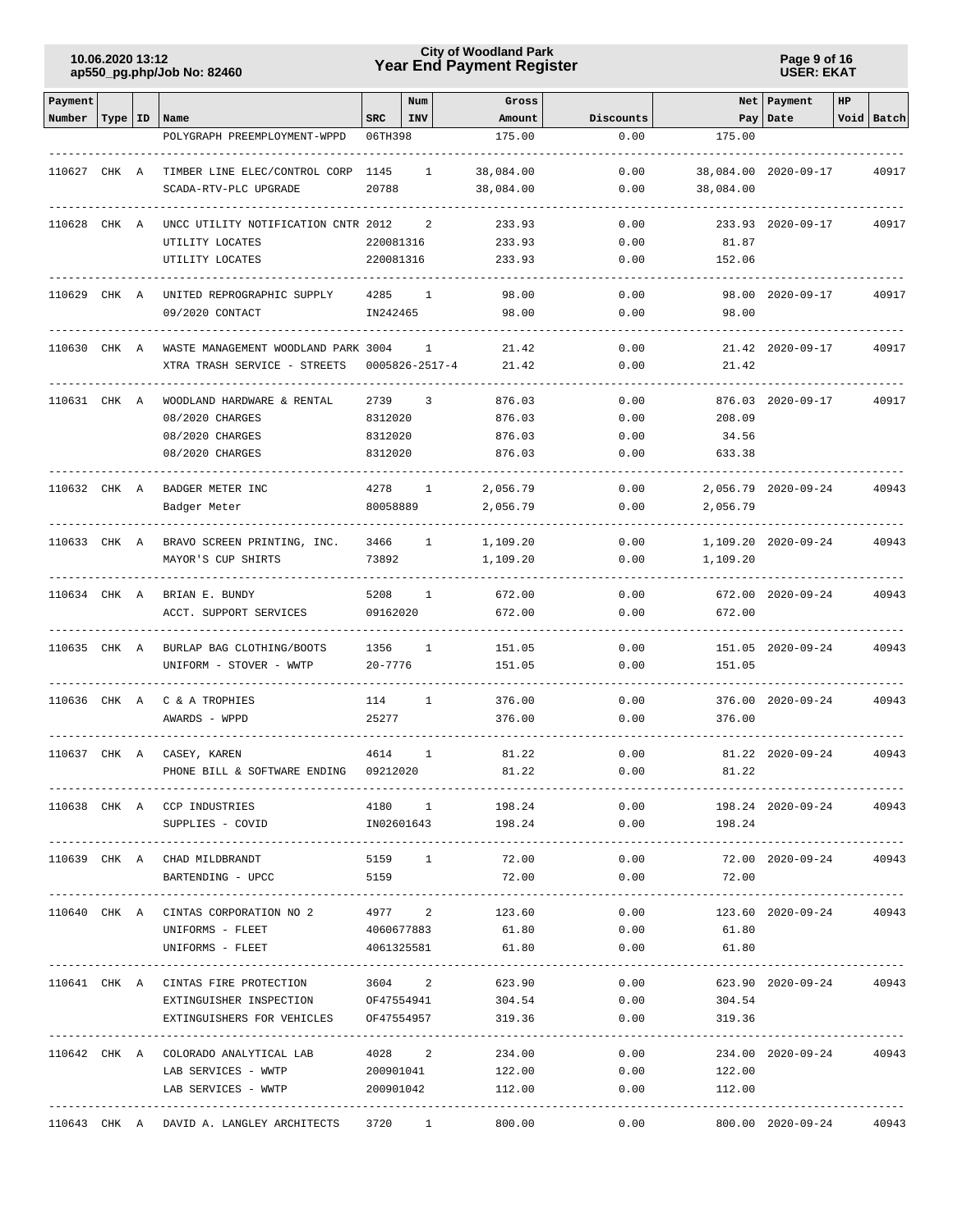| Payment Number | Type | ID | Name | SRC | Num INV | Gross Amount | Discounts | Net Pay | Payment Date | HP | Void | Batch |
|---|---|---|---|---|---|---|---|---|---|---|---|---|
| | | | POLYGRAPH PREEMPLOYMENT-WPPD | 06TH398 | | 175.00 | 0.00 | 175.00 | | | | |
| 110627 | CHK | A | TIMBER LINE ELEC/CONTROL CORP | 1145 | 1 | 38,084.00 | 0.00 | 38,084.00 | 2020-09-17 | | | 40917 |
| | | | SCADA-RTV-PLC UPGRADE | 20788 | | 38,084.00 | 0.00 | 38,084.00 | | | | |
| 110628 | CHK | A | UNCC UTILITY NOTIFICATION CNTR | 2012 | 2 | 233.93 | 0.00 | 233.93 | 2020-09-17 | | | 40917 |
| | | | UTILITY LOCATES | 220081316 | | 233.93 | 0.00 | 81.87 | | | | |
| | | | UTILITY LOCATES | 220081316 | | 233.93 | 0.00 | 152.06 | | | | |
| 110629 | CHK | A | UNITED REPROGRAPHIC SUPPLY | 4285 | 1 | 98.00 | 0.00 | 98.00 | 2020-09-17 | | | 40917 |
| | | | 09/2020 CONTACT | IN242465 | | 98.00 | 0.00 | 98.00 | | | | |
| 110630 | CHK | A | WASTE MANAGEMENT WOODLAND PARK | 3004 | 1 | 21.42 | 0.00 | 21.42 | 2020-09-17 | | | 40917 |
| | | | XTRA TRASH SERVICE - STREETS | 0005826-2517-4 | | 21.42 | 0.00 | 21.42 | | | | |
| 110631 | CHK | A | WOODLAND HARDWARE & RENTAL | 2739 | 3 | 876.03 | 0.00 | 876.03 | 2020-09-17 | | | 40917 |
| | | | 08/2020 CHARGES | 8312020 | | 876.03 | 0.00 | 208.09 | | | | |
| | | | 08/2020 CHARGES | 8312020 | | 876.03 | 0.00 | 34.56 | | | | |
| | | | 08/2020 CHARGES | 8312020 | | 876.03 | 0.00 | 633.38 | | | | |
| 110632 | CHK | A | BADGER METER INC | 4278 | 1 | 2,056.79 | 0.00 | 2,056.79 | 2020-09-24 | | | 40943 |
| | | | Badger Meter | 80058889 | | 2,056.79 | 0.00 | 2,056.79 | | | | |
| 110633 | CHK | A | BRAVO SCREEN PRINTING, INC. | 3466 | 1 | 1,109.20 | 0.00 | 1,109.20 | 2020-09-24 | | | 40943 |
| | | | MAYOR'S CUP SHIRTS | 73892 | | 1,109.20 | 0.00 | 1,109.20 | | | | |
| 110634 | CHK | A | BRIAN E. BUNDY | 5208 | 1 | 672.00 | 0.00 | 672.00 | 2020-09-24 | | | 40943 |
| | | | ACCT. SUPPORT SERVICES | 09162020 | | 672.00 | 0.00 | 672.00 | | | | |
| 110635 | CHK | A | BURLAP BAG CLOTHING/BOOTS | 1356 | 1 | 151.05 | 0.00 | 151.05 | 2020-09-24 | | | 40943 |
| | | | UNIFORM - STOVER - WWTP | 20-7776 | | 151.05 | 0.00 | 151.05 | | | | |
| 110636 | CHK | A | C & A TROPHIES | 114 | 1 | 376.00 | 0.00 | 376.00 | 2020-09-24 | | | 40943 |
| | | | AWARDS - WPPD | 25277 | | 376.00 | 0.00 | 376.00 | | | | |
| 110637 | CHK | A | CASEY, KAREN | 4614 | 1 | 81.22 | 0.00 | 81.22 | 2020-09-24 | | | 40943 |
| | | | PHONE BILL & SOFTWARE ENDING | 09212020 | | 81.22 | 0.00 | 81.22 | | | | |
| 110638 | CHK | A | CCP INDUSTRIES | 4180 | 1 | 198.24 | 0.00 | 198.24 | 2020-09-24 | | | 40943 |
| | | | SUPPLIES - COVID | IN02601643 | | 198.24 | 0.00 | 198.24 | | | | |
| 110639 | CHK | A | CHAD MILDBRANDT | 5159 | 1 | 72.00 | 0.00 | 72.00 | 2020-09-24 | | | 40943 |
| | | | BARTENDING - UPCC | 5159 | | 72.00 | 0.00 | 72.00 | | | | |
| 110640 | CHK | A | CINTAS CORPORATION NO 2 | 4977 | 2 | 123.60 | 0.00 | 123.60 | 2020-09-24 | | | 40943 |
| | | | UNIFORMS - FLEET | 4060677883 | | 61.80 | 0.00 | 61.80 | | | | |
| | | | UNIFORMS - FLEET | 4061325581 | | 61.80 | 0.00 | 61.80 | | | | |
| 110641 | CHK | A | CINTAS FIRE PROTECTION | 3604 | 2 | 623.90 | 0.00 | 623.90 | 2020-09-24 | | | 40943 |
| | | | EXTINGUISHER INSPECTION | OF47554941 | | 304.54 | 0.00 | 304.54 | | | | |
| | | | EXTINGUISHERS FOR VEHICLES | OF47554957 | | 319.36 | 0.00 | 319.36 | | | | |
| 110642 | CHK | A | COLORADO ANALYTICAL LAB | 4028 | 2 | 234.00 | 0.00 | 234.00 | 2020-09-24 | | | 40943 |
| | | | LAB SERVICES - WWTP | 200901041 | | 122.00 | 0.00 | 122.00 | | | | |
| | | | LAB SERVICES - WWTP | 200901042 | | 112.00 | 0.00 | 112.00 | | | | |
| 110643 | CHK | A | DAVID A. LANGLEY ARCHITECTS | 3720 | 1 | 800.00 | 0.00 | 800.00 | 2020-09-24 | | | 40943 |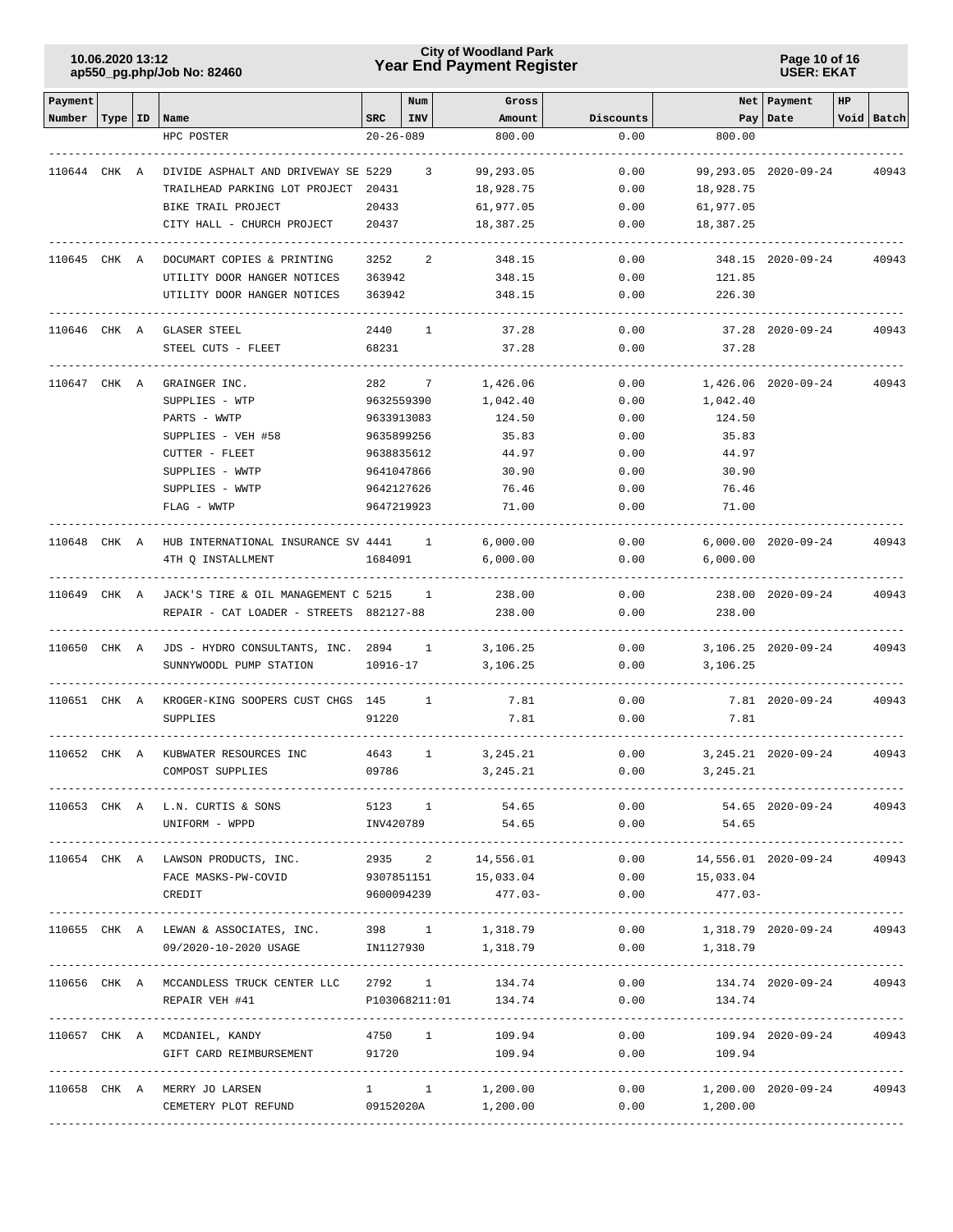| Payment Number | Type | ID | Name | SRC | Num INV | Gross Amount | Discounts | Net Pay | Payment Date | HP Void | Batch |
|---|---|---|---|---|---|---|---|---|---|---|---|
| | | | HPC POSTER | 20-26-089 | | 800.00 | 0.00 | 800.00 | | | |
| 110644 | CHK | A | DIVIDE ASPHALT AND DRIVEWAY SE | 5229 | 3 | 99,293.05 | 0.00 | 99,293.05 | 2020-09-24 | | 40943 |
| | | | TRAILHEAD PARKING LOT PROJECT | 20431 | | 18,928.75 | 0.00 | 18,928.75 | | | |
| | | | BIKE TRAIL PROJECT | 20433 | | 61,977.05 | 0.00 | 61,977.05 | | | |
| | | | CITY HALL - CHURCH PROJECT | 20437 | | 18,387.25 | 0.00 | 18,387.25 | | | |
| 110645 | CHK | A | DOCUMART COPIES & PRINTING | 3252 | 2 | 348.15 | 0.00 | 348.15 | 2020-09-24 | | 40943 |
| | | | UTILITY DOOR HANGER NOTICES | 363942 | | 348.15 | 0.00 | 121.85 | | | |
| | | | UTILITY DOOR HANGER NOTICES | 363942 | | 348.15 | 0.00 | 226.30 | | | |
| 110646 | CHK | A | GLASER STEEL | 2440 | 1 | 37.28 | 0.00 | 37.28 | 2020-09-24 | | 40943 |
| | | | STEEL CUTS - FLEET | 68231 | | 37.28 | 0.00 | 37.28 | | | |
| 110647 | CHK | A | GRAINGER INC. | 282 | 7 | 1,426.06 | 0.00 | 1,426.06 | 2020-09-24 | | 40943 |
| | | | SUPPLIES - WTP | 9632559390 | | 1,042.40 | 0.00 | 1,042.40 | | | |
| | | | PARTS - WWTP | 9633913083 | | 124.50 | 0.00 | 124.50 | | | |
| | | | SUPPLIES - VEH #58 | 9635899256 | | 35.83 | 0.00 | 35.83 | | | |
| | | | CUTTER - FLEET | 9638835612 | | 44.97 | 0.00 | 44.97 | | | |
| | | | SUPPLIES - WWTP | 9641047866 | | 30.90 | 0.00 | 30.90 | | | |
| | | | SUPPLIES - WWTP | 9642127626 | | 76.46 | 0.00 | 76.46 | | | |
| | | | FLAG - WWTP | 9647219923 | | 71.00 | 0.00 | 71.00 | | | |
| 110648 | CHK | A | HUB INTERNATIONAL INSURANCE SV | 4441 | 1 | 6,000.00 | 0.00 | 6,000.00 | 2020-09-24 | | 40943 |
| | | | 4TH Q INSTALLMENT | 1684091 | | 6,000.00 | 0.00 | 6,000.00 | | | |
| 110649 | CHK | A | JACK'S TIRE & OIL MANAGEMENT C | 5215 | 1 | 238.00 | 0.00 | 238.00 | 2020-09-24 | | 40943 |
| | | | REPAIR - CAT LOADER - STREETS | 882127-88 | | 238.00 | 0.00 | 238.00 | | | |
| 110650 | CHK | A | JDS - HYDRO CONSULTANTS, INC. | 2894 | 1 | 3,106.25 | 0.00 | 3,106.25 | 2020-09-24 | | 40943 |
| | | | SUNNYWOODL PUMP STATION | 10916-17 | | 3,106.25 | 0.00 | 3,106.25 | | | |
| 110651 | CHK | A | KROGER-KING SOOPERS CUST CHGS | 145 | 1 | 7.81 | 0.00 | 7.81 | 2020-09-24 | | 40943 |
| | | | SUPPLIES | 91220 | | 7.81 | 0.00 | 7.81 | | | |
| 110652 | CHK | A | KUBWATER RESOURCES INC | 4643 | 1 | 3,245.21 | 0.00 | 3,245.21 | 2020-09-24 | | 40943 |
| | | | COMPOST SUPPLIES | 09786 | | 3,245.21 | 0.00 | 3,245.21 | | | |
| 110653 | CHK | A | L.N. CURTIS & SONS | 5123 | 1 | 54.65 | 0.00 | 54.65 | 2020-09-24 | | 40943 |
| | | | UNIFORM - WPPD | INV420789 | | 54.65 | 0.00 | 54.65 | | | |
| 110654 | CHK | A | LAWSON PRODUCTS, INC. | 2935 | 2 | 14,556.01 | 0.00 | 14,556.01 | 2020-09-24 | | 40943 |
| | | | FACE MASKS-PW-COVID | 9307851151 | | 15,033.04 | 0.00 | 15,033.04 | | | |
| | | | CREDIT | 9600094239 | | 477.03- | 0.00 | 477.03- | | | |
| 110655 | CHK | A | LEWAN & ASSOCIATES, INC. | 398 | 1 | 1,318.79 | 0.00 | 1,318.79 | 2020-09-24 | | 40943 |
| | | | 09/2020-10-2020 USAGE | IN1127930 | | 1,318.79 | 0.00 | 1,318.79 | | | |
| 110656 | CHK | A | MCCANDLESS TRUCK CENTER LLC | 2792 | 1 | 134.74 | 0.00 | 134.74 | 2020-09-24 | | 40943 |
| | | | REPAIR VEH #41 | P103068211:01 | | 134.74 | 0.00 | 134.74 | | | |
| 110657 | CHK | A | MCDANIEL, KANDY | 4750 | 1 | 109.94 | 0.00 | 109.94 | 2020-09-24 | | 40943 |
| | | | GIFT CARD REIMBURSEMENT | 91720 | | 109.94 | 0.00 | 109.94 | | | |
| 110658 | CHK | A | MERRY JO LARSEN | 1 | 1 | 1,200.00 | 0.00 | 1,200.00 | 2020-09-24 | | 40943 |
| | | | CEMETERY PLOT REFUND | 09152020A | | 1,200.00 | 0.00 | 1,200.00 | | | |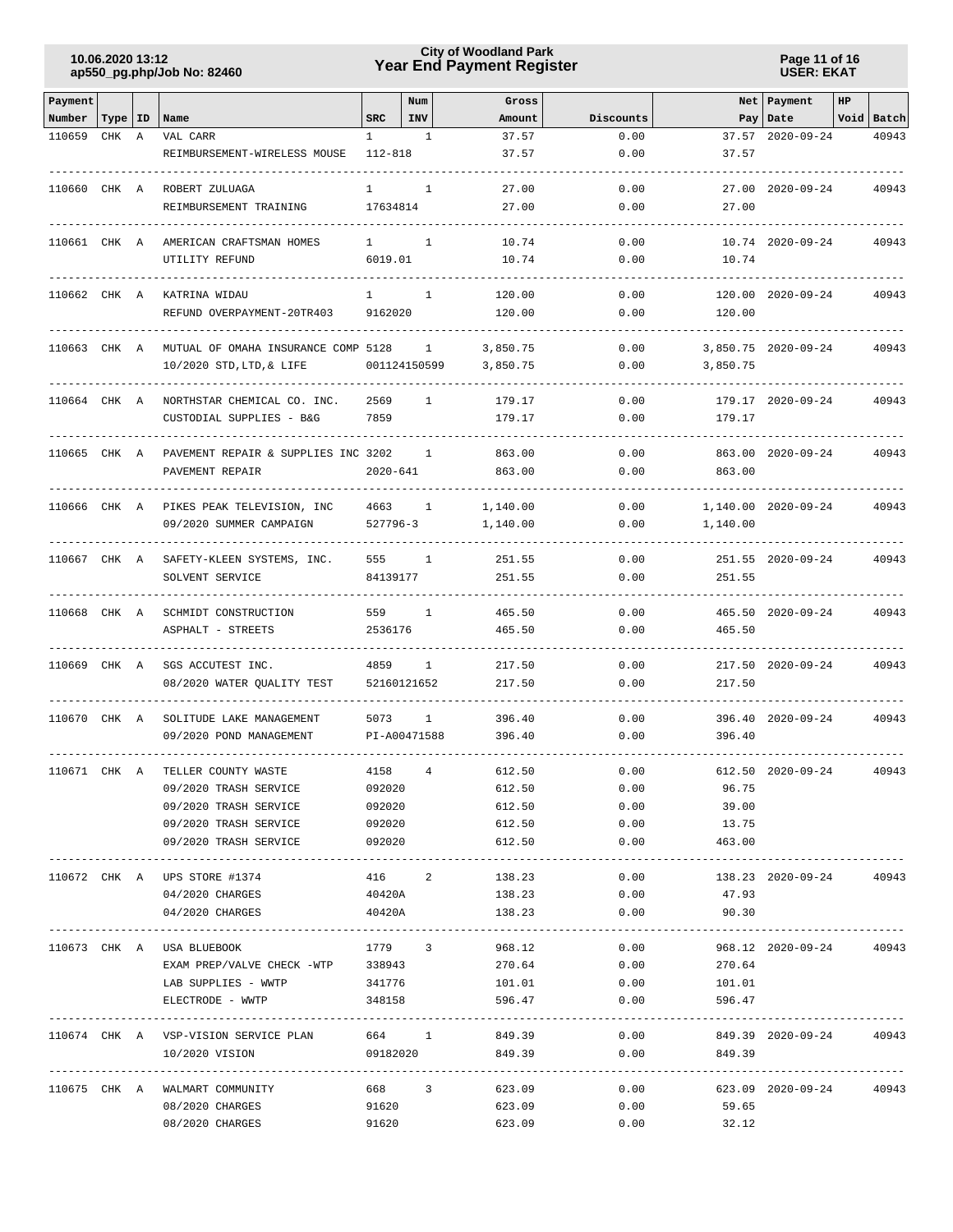# City of Woodland Park
## Year End Payment Register

10.06.2020 13:12
ap550_pg.php/Job No: 82460

USER: EKAT

| Payment Number | Type | ID | Name | SRC | Num INV | Gross Amount | Discounts | Net Pay | Payment Date | HP Void | Batch |
|---|---|---|---|---|---|---|---|---|---|---|---|
| 110659 | CHK | A | VAL CARR | 1 | 1 | 37.57 | 0.00 | 37.57 | 2020-09-24 | | 40943 |
| | | | REIMBURSEMENT-WIRELESS MOUSE | 112-818 | | 37.57 | 0.00 | 37.57 | | | |
| 110660 | CHK | A | ROBERT ZULUAGA | 1 | 1 | 27.00 | 0.00 | 27.00 | 2020-09-24 | | 40943 |
| | | | REIMBURSEMENT TRAINING | 17634814 | | 27.00 | 0.00 | 27.00 | | | |
| 110661 | CHK | A | AMERICAN CRAFTSMAN HOMES | 1 | 1 | 10.74 | 0.00 | 10.74 | 2020-09-24 | | 40943 |
| | | | UTILITY REFUND | 6019.01 | | 10.74 | 0.00 | 10.74 | | | |
| 110662 | CHK | A | KATRINA WIDAU | 1 | 1 | 120.00 | 0.00 | 120.00 | 2020-09-24 | | 40943 |
| | | | REFUND OVERPAYMENT-20TR403 | 9162020 | | 120.00 | 0.00 | 120.00 | | | |
| 110663 | CHK | A | MUTUAL OF OMAHA INSURANCE COMP | 5128 | 1 | 3,850.75 | 0.00 | 3,850.75 | 2020-09-24 | | 40943 |
| | | | 10/2020 STD,LTD,& LIFE | 001124150599 | | 3,850.75 | 0.00 | 3,850.75 | | | |
| 110664 | CHK | A | NORTHSTAR CHEMICAL CO. INC. | 2569 | 1 | 179.17 | 0.00 | 179.17 | 2020-09-24 | | 40943 |
| | | | CUSTODIAL SUPPLIES - B&G | 7859 | | 179.17 | 0.00 | 179.17 | | | |
| 110665 | CHK | A | PAVEMENT REPAIR & SUPPLIES INC | 3202 | 1 | 863.00 | 0.00 | 863.00 | 2020-09-24 | | 40943 |
| | | | PAVEMENT REPAIR | 2020-641 | | 863.00 | 0.00 | 863.00 | | | |
| 110666 | CHK | A | PIKES PEAK TELEVISION, INC | 4663 | 1 | 1,140.00 | 0.00 | 1,140.00 | 2020-09-24 | | 40943 |
| | | | 09/2020 SUMMER CAMPAIGN | 527796-3 | | 1,140.00 | 0.00 | 1,140.00 | | | |
| 110667 | CHK | A | SAFETY-KLEEN SYSTEMS, INC. | 555 | 1 | 251.55 | 0.00 | 251.55 | 2020-09-24 | | 40943 |
| | | | SOLVENT SERVICE | 84139177 | | 251.55 | 0.00 | 251.55 | | | |
| 110668 | CHK | A | SCHMIDT CONSTRUCTION | 559 | 1 | 465.50 | 0.00 | 465.50 | 2020-09-24 | | 40943 |
| | | | ASPHALT - STREETS | 2536176 | | 465.50 | 0.00 | 465.50 | | | |
| 110669 | CHK | A | SGS ACCUTEST INC. | 4859 | 1 | 217.50 | 0.00 | 217.50 | 2020-09-24 | | 40943 |
| | | | 08/2020 WATER QUALITY TEST | 52160121652 | | 217.50 | 0.00 | 217.50 | | | |
| 110670 | CHK | A | SOLITUDE LAKE MANAGEMENT | 5073 | 1 | 396.40 | 0.00 | 396.40 | 2020-09-24 | | 40943 |
| | | | 09/2020 POND MANAGEMENT | PI-A00471588 | | 396.40 | 0.00 | 396.40 | | | |
| 110671 | CHK | A | TELLER COUNTY WASTE | 4158 | 4 | 612.50 | 0.00 | 612.50 | 2020-09-24 | | 40943 |
| | | | 09/2020 TRASH SERVICE | 092020 | | 612.50 | 0.00 | 96.75 | | | |
| | | | 09/2020 TRASH SERVICE | 092020 | | 612.50 | 0.00 | 39.00 | | | |
| | | | 09/2020 TRASH SERVICE | 092020 | | 612.50 | 0.00 | 13.75 | | | |
| | | | 09/2020 TRASH SERVICE | 092020 | | 612.50 | 0.00 | 463.00 | | | |
| 110672 | CHK | A | UPS STORE #1374 | 416 | 2 | 138.23 | 0.00 | 138.23 | 2020-09-24 | | 40943 |
| | | | 04/2020 CHARGES | 40420A | | 138.23 | 0.00 | 47.93 | | | |
| | | | 04/2020 CHARGES | 40420A | | 138.23 | 0.00 | 90.30 | | | |
| 110673 | CHK | A | USA BLUEBOOK | 1779 | 3 | 968.12 | 0.00 | 968.12 | 2020-09-24 | | 40943 |
| | | | EXAM PREP/VALVE CHECK -WTP | 338943 | | 270.64 | 0.00 | 270.64 | | | |
| | | | LAB SUPPLIES - WWTP | 341776 | | 101.01 | 0.00 | 101.01 | | | |
| | | | ELECTRODE - WWTP | 348158 | | 596.47 | 0.00 | 596.47 | | | |
| 110674 | CHK | A | VSP-VISION SERVICE PLAN | 664 | 1 | 849.39 | 0.00 | 849.39 | 2020-09-24 | | 40943 |
| | | | 10/2020 VISION | 09182020 | | 849.39 | 0.00 | 849.39 | | | |
| 110675 | CHK | A | WALMART COMMUNITY | 668 | 3 | 623.09 | 0.00 | 623.09 | 2020-09-24 | | 40943 |
| | | | 08/2020 CHARGES | 91620 | | 623.09 | 0.00 | 59.65 | | | |
| | | | 08/2020 CHARGES | 91620 | | 623.09 | 0.00 | 32.12 | | | |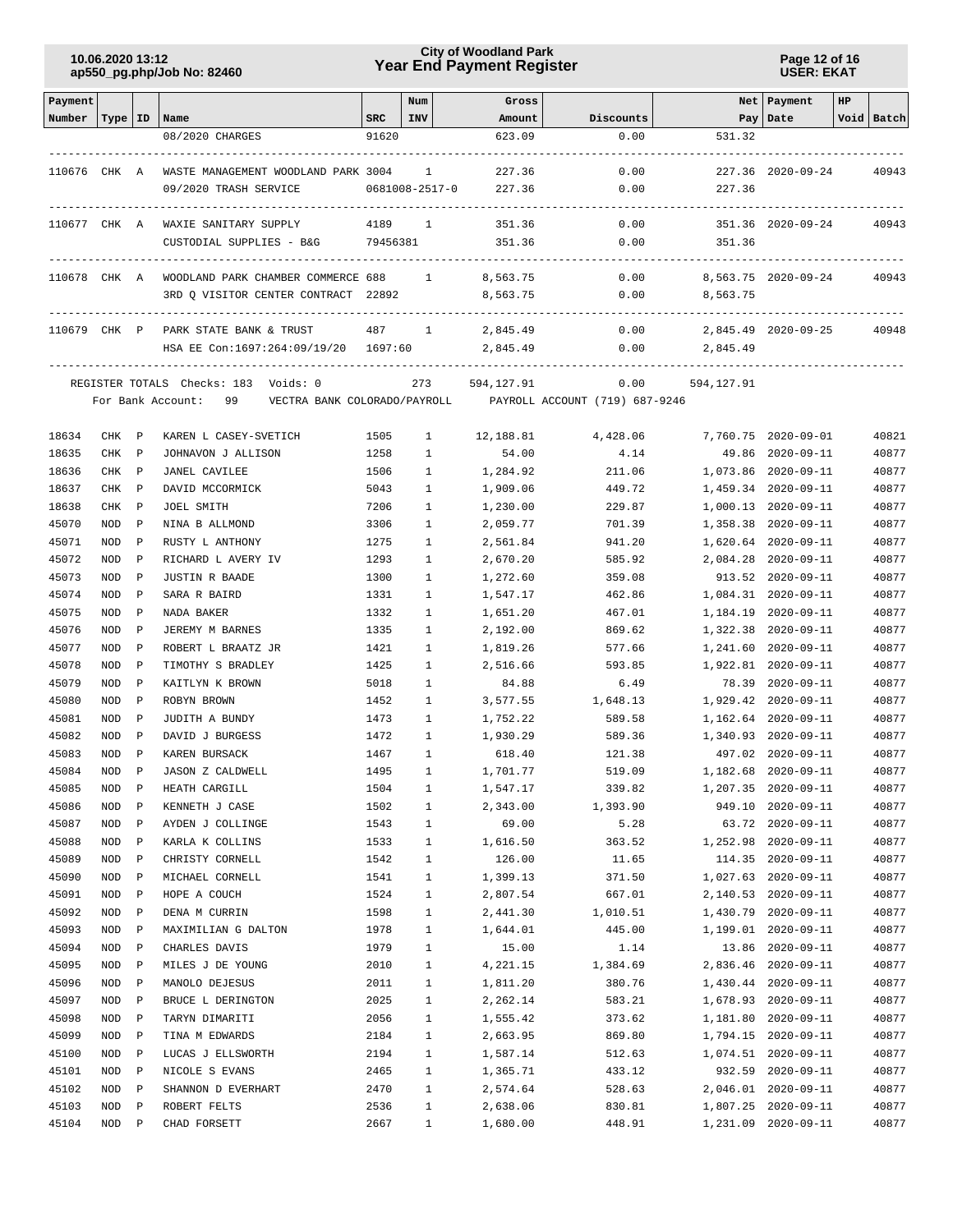| Payment Number | Type | ID | Name | SRC | Num INV | Gross Amount | Discounts | Net Pay | Payment Date | HP | Void | Batch |
|---|---|---|---|---|---|---|---|---|---|---|---|---|
| | | | 08/2020 CHARGES | 91620 | | 623.09 | 0.00 | 531.32 | | | | |
| 110676 | CHK | A | WASTE MANAGEMENT WOODLAND PARK | 3004 | 1 | 227.36 | 0.00 | 227.36 | 2020-09-24 | | | 40943 |
| | | | 09/2020 TRASH SERVICE | 0681008-2517-0 | | 227.36 | 0.00 | 227.36 | | | | |
| 110677 | CHK | A | WAXIE SANITARY SUPPLY | 4189 | 1 | 351.36 | 0.00 | 351.36 | 2020-09-24 | | | 40943 |
| | | | CUSTODIAL SUPPLIES - B&G | 79456381 | | 351.36 | 0.00 | 351.36 | | | | |
| 110678 | CHK | A | WOODLAND PARK CHAMBER COMMERCE | 688 | 1 | 8,563.75 | 0.00 | 8,563.75 | 2020-09-24 | | | 40943 |
| | | | 3RD Q VISITOR CENTER CONTRACT | 22892 | | 8,563.75 | 0.00 | 8,563.75 | | | | |
| 110679 | CHK | P | PARK STATE BANK & TRUST | 487 | 1 | 2,845.49 | 0.00 | 2,845.49 | 2020-09-25 | | | 40948 |
| | | | HSA EE Con:1697:264:09/19/20 | 1697:60 | | 2,845.49 | 0.00 | 2,845.49 | | | | |
| | | | REGISTER TOTALS Checks: 183 Voids: 0 | | 273 | 594,127.91 | 0.00 | 594,127.91 | | | | |

For Bank Account: 99 VECTRA BANK COLORADO/PAYROLL PAYROLL ACCOUNT (719) 687-9246

| Payment Number | Type | ID | Name | SRC | Num INV | Gross Amount | Discounts | Net Pay | Payment Date | HP | Void | Batch |
|---|---|---|---|---|---|---|---|---|---|---|---|---|
| 18634 | CHK | P | KAREN L CASEY-SVETICH | 1505 | 1 | 12,188.81 | 4,428.06 | 7,760.75 | 2020-09-01 | | | 40821 |
| 18635 | CHK | P | JOHNAVON J ALLISON | 1258 | 1 | 54.00 | 4.14 | 49.86 | 2020-09-11 | | | 40877 |
| 18636 | CHK | P | JANEL CAVILEE | 1506 | 1 | 1,284.92 | 211.06 | 1,073.86 | 2020-09-11 | | | 40877 |
| 18637 | CHK | P | DAVID MCCORMICK | 5043 | 1 | 1,909.06 | 449.72 | 1,459.34 | 2020-09-11 | | | 40877 |
| 18638 | CHK | P | JOEL SMITH | 7206 | 1 | 1,230.00 | 229.87 | 1,000.13 | 2020-09-11 | | | 40877 |
| 45070 | NOD | P | NINA B ALLMOND | 3306 | 1 | 2,059.77 | 701.39 | 1,358.38 | 2020-09-11 | | | 40877 |
| 45071 | NOD | P | RUSTY L ANTHONY | 1275 | 1 | 2,561.84 | 941.20 | 1,620.64 | 2020-09-11 | | | 40877 |
| 45072 | NOD | P | RICHARD L AVERY IV | 1293 | 1 | 2,670.20 | 585.92 | 2,084.28 | 2020-09-11 | | | 40877 |
| 45073 | NOD | P | JUSTIN R BAADE | 1300 | 1 | 1,272.60 | 359.08 | 913.52 | 2020-09-11 | | | 40877 |
| 45074 | NOD | P | SARA R BAIRD | 1331 | 1 | 1,547.17 | 462.86 | 1,084.31 | 2020-09-11 | | | 40877 |
| 45075 | NOD | P | NADA BAKER | 1332 | 1 | 1,651.20 | 467.01 | 1,184.19 | 2020-09-11 | | | 40877 |
| 45076 | NOD | P | JEREMY M BARNES | 1335 | 1 | 2,192.00 | 869.62 | 1,322.38 | 2020-09-11 | | | 40877 |
| 45077 | NOD | P | ROBERT L BRAATZ JR | 1421 | 1 | 1,819.26 | 577.66 | 1,241.60 | 2020-09-11 | | | 40877 |
| 45078 | NOD | P | TIMOTHY S BRADLEY | 1425 | 1 | 2,516.66 | 593.85 | 1,922.81 | 2020-09-11 | | | 40877 |
| 45079 | NOD | P | KAITLYN K BROWN | 5018 | 1 | 84.88 | 6.49 | 78.39 | 2020-09-11 | | | 40877 |
| 45080 | NOD | P | ROBYN BROWN | 1452 | 1 | 3,577.55 | 1,648.13 | 1,929.42 | 2020-09-11 | | | 40877 |
| 45081 | NOD | P | JUDITH A BUNDY | 1473 | 1 | 1,752.22 | 589.58 | 1,162.64 | 2020-09-11 | | | 40877 |
| 45082 | NOD | P | DAVID J BURGESS | 1472 | 1 | 1,930.29 | 589.36 | 1,340.93 | 2020-09-11 | | | 40877 |
| 45083 | NOD | P | KAREN BURSACK | 1467 | 1 | 618.40 | 121.38 | 497.02 | 2020-09-11 | | | 40877 |
| 45084 | NOD | P | JASON Z CALDWELL | 1495 | 1 | 1,701.77 | 519.09 | 1,182.68 | 2020-09-11 | | | 40877 |
| 45085 | NOD | P | HEATH CARGILL | 1504 | 1 | 1,547.17 | 339.82 | 1,207.35 | 2020-09-11 | | | 40877 |
| 45086 | NOD | P | KENNETH J CASE | 1502 | 1 | 2,343.00 | 1,393.90 | 949.10 | 2020-09-11 | | | 40877 |
| 45087 | NOD | P | AYDEN J COLLINGE | 1543 | 1 | 69.00 | 5.28 | 63.72 | 2020-09-11 | | | 40877 |
| 45088 | NOD | P | KARLA K COLLINS | 1533 | 1 | 1,616.50 | 363.52 | 1,252.98 | 2020-09-11 | | | 40877 |
| 45089 | NOD | P | CHRISTY CORNELL | 1542 | 1 | 126.00 | 11.65 | 114.35 | 2020-09-11 | | | 40877 |
| 45090 | NOD | P | MICHAEL CORNELL | 1541 | 1 | 1,399.13 | 371.50 | 1,027.63 | 2020-09-11 | | | 40877 |
| 45091 | NOD | P | HOPE A COUCH | 1524 | 1 | 2,807.54 | 667.01 | 2,140.53 | 2020-09-11 | | | 40877 |
| 45092 | NOD | P | DENA M CURRIN | 1598 | 1 | 2,441.30 | 1,010.51 | 1,430.79 | 2020-09-11 | | | 40877 |
| 45093 | NOD | P | MAXIMILIAN G DALTON | 1978 | 1 | 1,644.01 | 445.00 | 1,199.01 | 2020-09-11 | | | 40877 |
| 45094 | NOD | P | CHARLES DAVIS | 1979 | 1 | 15.00 | 1.14 | 13.86 | 2020-09-11 | | | 40877 |
| 45095 | NOD | P | MILES J DE YOUNG | 2010 | 1 | 4,221.15 | 1,384.69 | 2,836.46 | 2020-09-11 | | | 40877 |
| 45096 | NOD | P | MANOLO DEJESUS | 2011 | 1 | 1,811.20 | 380.76 | 1,430.44 | 2020-09-11 | | | 40877 |
| 45097 | NOD | P | BRUCE L DERINGTON | 2025 | 1 | 2,262.14 | 583.21 | 1,678.93 | 2020-09-11 | | | 40877 |
| 45098 | NOD | P | TARYN DIMARITI | 2056 | 1 | 1,555.42 | 373.62 | 1,181.80 | 2020-09-11 | | | 40877 |
| 45099 | NOD | P | TINA M EDWARDS | 2184 | 1 | 2,663.95 | 869.80 | 1,794.15 | 2020-09-11 | | | 40877 |
| 45100 | NOD | P | LUCAS J ELLSWORTH | 2194 | 1 | 1,587.14 | 512.63 | 1,074.51 | 2020-09-11 | | | 40877 |
| 45101 | NOD | P | NICOLE S EVANS | 2465 | 1 | 1,365.71 | 433.12 | 932.59 | 2020-09-11 | | | 40877 |
| 45102 | NOD | P | SHANNON D EVERHART | 2470 | 1 | 2,574.64 | 528.63 | 2,046.01 | 2020-09-11 | | | 40877 |
| 45103 | NOD | P | ROBERT FELTS | 2536 | 1 | 2,638.06 | 830.81 | 1,807.25 | 2020-09-11 | | | 40877 |
| 45104 | NOD | P | CHAD FORSETT | 2667 | 1 | 1,680.00 | 448.91 | 1,231.09 | 2020-09-11 | | | 40877 |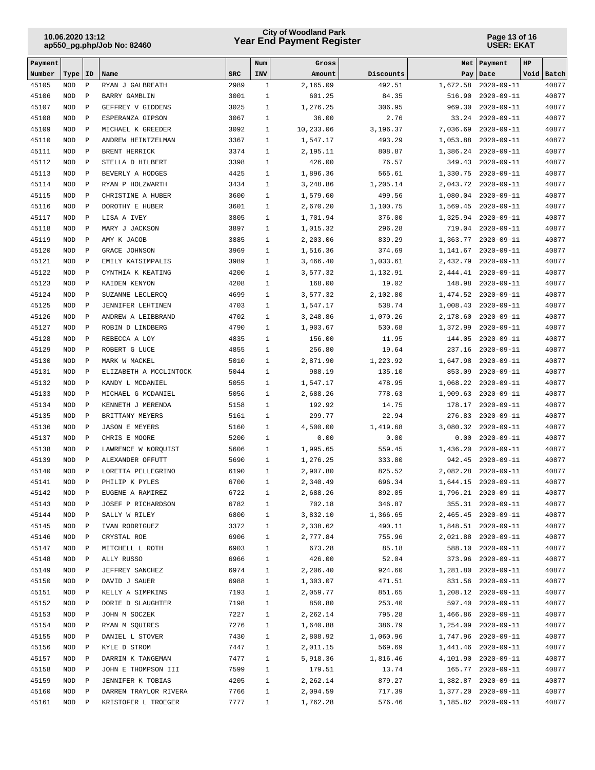| Payment Number | Type | ID | Name | SRC | Num INV | Gross Amount | Discounts | Net Pay | Payment Date | HP Void | Batch |
|---|---|---|---|---|---|---|---|---|---|---|---|
| 45105 | NOD | P | RYAN J GALBREATH | 2989 | 1 | 2,165.09 | 492.51 | 1,672.58 | 2020-09-11 | | 40877 |
| 45106 | NOD | P | BARRY GAMBLIN | 3001 | 1 | 601.25 | 84.35 | 516.90 | 2020-09-11 | | 40877 |
| 45107 | NOD | P | GEFFREY V GIDDENS | 3025 | 1 | 1,276.25 | 306.95 | 969.30 | 2020-09-11 | | 40877 |
| 45108 | NOD | P | ESPERANZA GIPSON | 3067 | 1 | 36.00 | 2.76 | 33.24 | 2020-09-11 | | 40877 |
| 45109 | NOD | P | MICHAEL K GREEDER | 3092 | 1 | 10,233.06 | 3,196.37 | 7,036.69 | 2020-09-11 | | 40877 |
| 45110 | NOD | P | ANDREW HEINTZELMAN | 3367 | 1 | 1,547.17 | 493.29 | 1,053.88 | 2020-09-11 | | 40877 |
| 45111 | NOD | P | BRENT HERRICK | 3374 | 1 | 2,195.11 | 808.87 | 1,386.24 | 2020-09-11 | | 40877 |
| 45112 | NOD | P | STELLA D HILBERT | 3398 | 1 | 426.00 | 76.57 | 349.43 | 2020-09-11 | | 40877 |
| 45113 | NOD | P | BEVERLY A HODGES | 4425 | 1 | 1,896.36 | 565.61 | 1,330.75 | 2020-09-11 | | 40877 |
| 45114 | NOD | P | RYAN P HOLZWARTH | 3434 | 1 | 3,248.86 | 1,205.14 | 2,043.72 | 2020-09-11 | | 40877 |
| 45115 | NOD | P | CHRISTINE A HUBER | 3600 | 1 | 1,579.60 | 499.56 | 1,080.04 | 2020-09-11 | | 40877 |
| 45116 | NOD | P | DOROTHY E HUBER | 3601 | 1 | 2,670.20 | 1,100.75 | 1,569.45 | 2020-09-11 | | 40877 |
| 45117 | NOD | P | LISA A IVEY | 3805 | 1 | 1,701.94 | 376.00 | 1,325.94 | 2020-09-11 | | 40877 |
| 45118 | NOD | P | MARY J JACKSON | 3897 | 1 | 1,015.32 | 296.28 | 719.04 | 2020-09-11 | | 40877 |
| 45119 | NOD | P | AMY K JACOB | 3885 | 1 | 2,203.06 | 839.29 | 1,363.77 | 2020-09-11 | | 40877 |
| 45120 | NOD | P | GRACE JOHNSON | 3969 | 1 | 1,516.36 | 374.69 | 1,141.67 | 2020-09-11 | | 40877 |
| 45121 | NOD | P | EMILY KATSIMPALIS | 3989 | 1 | 3,466.40 | 1,033.61 | 2,432.79 | 2020-09-11 | | 40877 |
| 45122 | NOD | P | CYNTHIA K KEATING | 4200 | 1 | 3,577.32 | 1,132.91 | 2,444.41 | 2020-09-11 | | 40877 |
| 45123 | NOD | P | KAIDEN KENYON | 4208 | 1 | 168.00 | 19.02 | 148.98 | 2020-09-11 | | 40877 |
| 45124 | NOD | P | SUZANNE LECLERCQ | 4699 | 1 | 3,577.32 | 2,102.80 | 1,474.52 | 2020-09-11 | | 40877 |
| 45125 | NOD | P | JENNIFER LEHTINEN | 4703 | 1 | 1,547.17 | 538.74 | 1,008.43 | 2020-09-11 | | 40877 |
| 45126 | NOD | P | ANDREW A LEIBBRAND | 4702 | 1 | 3,248.86 | 1,070.26 | 2,178.60 | 2020-09-11 | | 40877 |
| 45127 | NOD | P | ROBIN D LINDBERG | 4790 | 1 | 1,903.67 | 530.68 | 1,372.99 | 2020-09-11 | | 40877 |
| 45128 | NOD | P | REBECCA A LOY | 4835 | 1 | 156.00 | 11.95 | 144.05 | 2020-09-11 | | 40877 |
| 45129 | NOD | P | ROBERT G LUCE | 4855 | 1 | 256.80 | 19.64 | 237.16 | 2020-09-11 | | 40877 |
| 45130 | NOD | P | MARK W MACKEL | 5010 | 1 | 2,871.90 | 1,223.92 | 1,647.98 | 2020-09-11 | | 40877 |
| 45131 | NOD | P | ELIZABETH A MCCLINTOCK | 5044 | 1 | 988.19 | 135.10 | 853.09 | 2020-09-11 | | 40877 |
| 45132 | NOD | P | KANDY L MCDANIEL | 5055 | 1 | 1,547.17 | 478.95 | 1,068.22 | 2020-09-11 | | 40877 |
| 45133 | NOD | P | MICHAEL G MCDANIEL | 5056 | 1 | 2,688.26 | 778.63 | 1,909.63 | 2020-09-11 | | 40877 |
| 45134 | NOD | P | KENNETH J MERENDA | 5158 | 1 | 192.92 | 14.75 | 178.17 | 2020-09-11 | | 40877 |
| 45135 | NOD | P | BRITTANY MEYERS | 5161 | 1 | 299.77 | 22.94 | 276.83 | 2020-09-11 | | 40877 |
| 45136 | NOD | P | JASON E MEYERS | 5160 | 1 | 4,500.00 | 1,419.68 | 3,080.32 | 2020-09-11 | | 40877 |
| 45137 | NOD | P | CHRIS E MOORE | 5200 | 1 | 0.00 | 0.00 | 0.00 | 2020-09-11 | | 40877 |
| 45138 | NOD | P | LAWRENCE W NORQUIST | 5606 | 1 | 1,995.65 | 559.45 | 1,436.20 | 2020-09-11 | | 40877 |
| 45139 | NOD | P | ALEXANDER OFFUTT | 5690 | 1 | 1,276.25 | 333.80 | 942.45 | 2020-09-11 | | 40877 |
| 45140 | NOD | P | LORETTA PELLEGRINO | 6190 | 1 | 2,907.80 | 825.52 | 2,082.28 | 2020-09-11 | | 40877 |
| 45141 | NOD | P | PHILIP K PYLES | 6700 | 1 | 2,340.49 | 696.34 | 1,644.15 | 2020-09-11 | | 40877 |
| 45142 | NOD | P | EUGENE A RAMIREZ | 6722 | 1 | 2,688.26 | 892.05 | 1,796.21 | 2020-09-11 | | 40877 |
| 45143 | NOD | P | JOSEF P RICHARDSON | 6782 | 1 | 702.18 | 346.87 | 355.31 | 2020-09-11 | | 40877 |
| 45144 | NOD | P | SALLY W RILEY | 6800 | 1 | 3,832.10 | 1,366.65 | 2,465.45 | 2020-09-11 | | 40877 |
| 45145 | NOD | P | IVAN RODRIGUEZ | 3372 | 1 | 2,338.62 | 490.11 | 1,848.51 | 2020-09-11 | | 40877 |
| 45146 | NOD | P | CRYSTAL ROE | 6906 | 1 | 2,777.84 | 755.96 | 2,021.88 | 2020-09-11 | | 40877 |
| 45147 | NOD | P | MITCHELL L ROTH | 6903 | 1 | 673.28 | 85.18 | 588.10 | 2020-09-11 | | 40877 |
| 45148 | NOD | P | ALLY RUSSO | 6966 | 1 | 426.00 | 52.04 | 373.96 | 2020-09-11 | | 40877 |
| 45149 | NOD | P | JEFFREY SANCHEZ | 6974 | 1 | 2,206.40 | 924.60 | 1,281.80 | 2020-09-11 | | 40877 |
| 45150 | NOD | P | DAVID J SAUER | 6988 | 1 | 1,303.07 | 471.51 | 831.56 | 2020-09-11 | | 40877 |
| 45151 | NOD | P | KELLY A SIMPKINS | 7193 | 1 | 2,059.77 | 851.65 | 1,208.12 | 2020-09-11 | | 40877 |
| 45152 | NOD | P | DORIE D SLAUGHTER | 7198 | 1 | 850.80 | 253.40 | 597.40 | 2020-09-11 | | 40877 |
| 45153 | NOD | P | JOHN M SOCZEK | 7227 | 1 | 2,262.14 | 795.28 | 1,466.86 | 2020-09-11 | | 40877 |
| 45154 | NOD | P | RYAN M SQUIRES | 7276 | 1 | 1,640.88 | 386.79 | 1,254.09 | 2020-09-11 | | 40877 |
| 45155 | NOD | P | DANIEL L STOVER | 7430 | 1 | 2,808.92 | 1,060.96 | 1,747.96 | 2020-09-11 | | 40877 |
| 45156 | NOD | P | KYLE D STROM | 7447 | 1 | 2,011.15 | 569.69 | 1,441.46 | 2020-09-11 | | 40877 |
| 45157 | NOD | P | DARRIN K TANGEMAN | 7477 | 1 | 5,918.36 | 1,816.46 | 4,101.90 | 2020-09-11 | | 40877 |
| 45158 | NOD | P | JOHN E THOMPSON III | 7599 | 1 | 179.51 | 13.74 | 165.77 | 2020-09-11 | | 40877 |
| 45159 | NOD | P | JENNIFER K TOBIAS | 4205 | 1 | 2,262.14 | 879.27 | 1,382.87 | 2020-09-11 | | 40877 |
| 45160 | NOD | P | DARREN TRAYLOR RIVERA | 7766 | 1 | 2,094.59 | 717.39 | 1,377.20 | 2020-09-11 | | 40877 |
| 45161 | NOD | P | KRISTOFER L TROEGER | 7777 | 1 | 1,762.28 | 576.46 | 1,185.82 | 2020-09-11 | | 40877 |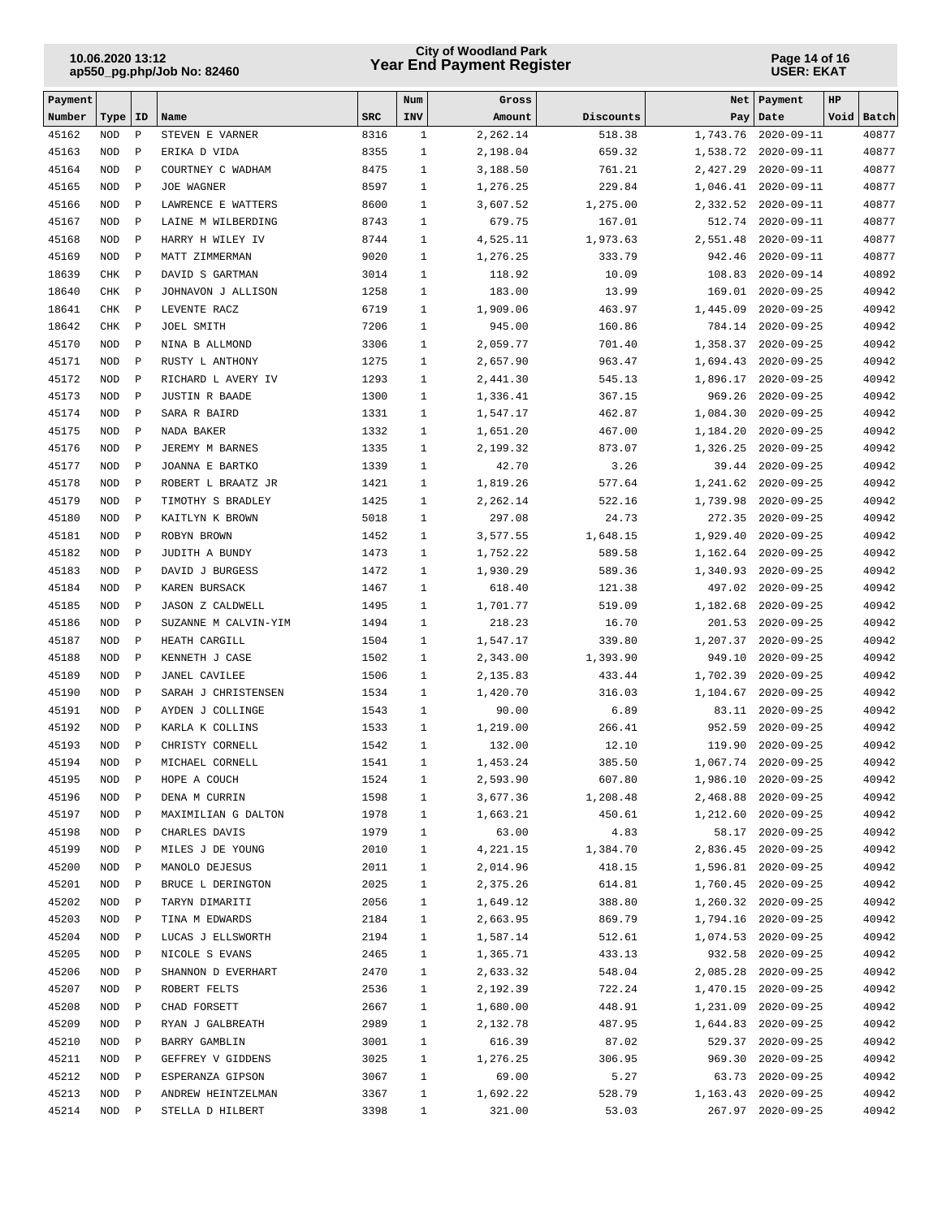| Payment Number | Type | ID | Name | SRC | Num INV | Gross Amount | Discounts | Net Pay | Payment Date | HP Void | Batch |
|---|---|---|---|---|---|---|---|---|---|---|---|
| 45162 | NOD | P | STEVEN E VARNER | 8316 | 1 | 2,262.14 | 518.38 | 1,743.76 | 2020-09-11 | | 40877 |
| 45163 | NOD | P | ERIKA D VIDA | 8355 | 1 | 2,198.04 | 659.32 | 1,538.72 | 2020-09-11 | | 40877 |
| 45164 | NOD | P | COURTNEY C WADHAM | 8475 | 1 | 3,188.50 | 761.21 | 2,427.29 | 2020-09-11 | | 40877 |
| 45165 | NOD | P | JOE WAGNER | 8597 | 1 | 1,276.25 | 229.84 | 1,046.41 | 2020-09-11 | | 40877 |
| 45166 | NOD | P | LAWRENCE E WATTERS | 8600 | 1 | 3,607.52 | 1,275.00 | 2,332.52 | 2020-09-11 | | 40877 |
| 45167 | NOD | P | LAINE M WILBERDING | 8743 | 1 | 679.75 | 167.01 | 512.74 | 2020-09-11 | | 40877 |
| 45168 | NOD | P | HARRY H WILEY IV | 8744 | 1 | 4,525.11 | 1,973.63 | 2,551.48 | 2020-09-11 | | 40877 |
| 45169 | NOD | P | MATT ZIMMERMAN | 9020 | 1 | 1,276.25 | 333.79 | 942.46 | 2020-09-11 | | 40877 |
| 18639 | CHK | P | DAVID S GARTMAN | 3014 | 1 | 118.92 | 10.09 | 108.83 | 2020-09-14 | | 40892 |
| 18640 | CHK | P | JOHNAVON J ALLISON | 1258 | 1 | 183.00 | 13.99 | 169.01 | 2020-09-25 | | 40942 |
| 18641 | CHK | P | LEVENTE RACZ | 6719 | 1 | 1,909.06 | 463.97 | 1,445.09 | 2020-09-25 | | 40942 |
| 18642 | CHK | P | JOEL SMITH | 7206 | 1 | 945.00 | 160.86 | 784.14 | 2020-09-25 | | 40942 |
| 45170 | NOD | P | NINA B ALLMOND | 3306 | 1 | 2,059.77 | 701.40 | 1,358.37 | 2020-09-25 | | 40942 |
| 45171 | NOD | P | RUSTY L ANTHONY | 1275 | 1 | 2,657.90 | 963.47 | 1,694.43 | 2020-09-25 | | 40942 |
| 45172 | NOD | P | RICHARD L AVERY IV | 1293 | 1 | 2,441.30 | 545.13 | 1,896.17 | 2020-09-25 | | 40942 |
| 45173 | NOD | P | JUSTIN R BAADE | 1300 | 1 | 1,336.41 | 367.15 | 969.26 | 2020-09-25 | | 40942 |
| 45174 | NOD | P | SARA R BAIRD | 1331 | 1 | 1,547.17 | 462.87 | 1,084.30 | 2020-09-25 | | 40942 |
| 45175 | NOD | P | NADA BAKER | 1332 | 1 | 1,651.20 | 467.00 | 1,184.20 | 2020-09-25 | | 40942 |
| 45176 | NOD | P | JEREMY M BARNES | 1335 | 1 | 2,199.32 | 873.07 | 1,326.25 | 2020-09-25 | | 40942 |
| 45177 | NOD | P | JOANNA E BARTKO | 1339 | 1 | 42.70 | 3.26 | 39.44 | 2020-09-25 | | 40942 |
| 45178 | NOD | P | ROBERT L BRAATZ JR | 1421 | 1 | 1,819.26 | 577.64 | 1,241.62 | 2020-09-25 | | 40942 |
| 45179 | NOD | P | TIMOTHY S BRADLEY | 1425 | 1 | 2,262.14 | 522.16 | 1,739.98 | 2020-09-25 | | 40942 |
| 45180 | NOD | P | KAITLYN K BROWN | 5018 | 1 | 297.08 | 24.73 | 272.35 | 2020-09-25 | | 40942 |
| 45181 | NOD | P | ROBYN BROWN | 1452 | 1 | 3,577.55 | 1,648.15 | 1,929.40 | 2020-09-25 | | 40942 |
| 45182 | NOD | P | JUDITH A BUNDY | 1473 | 1 | 1,752.22 | 589.58 | 1,162.64 | 2020-09-25 | | 40942 |
| 45183 | NOD | P | DAVID J BURGESS | 1472 | 1 | 1,930.29 | 589.36 | 1,340.93 | 2020-09-25 | | 40942 |
| 45184 | NOD | P | KAREN BURSACK | 1467 | 1 | 618.40 | 121.38 | 497.02 | 2020-09-25 | | 40942 |
| 45185 | NOD | P | JASON Z CALDWELL | 1495 | 1 | 1,701.77 | 519.09 | 1,182.68 | 2020-09-25 | | 40942 |
| 45186 | NOD | P | SUZANNE M CALVIN-YIM | 1494 | 1 | 218.23 | 16.70 | 201.53 | 2020-09-25 | | 40942 |
| 45187 | NOD | P | HEATH CARGILL | 1504 | 1 | 1,547.17 | 339.80 | 1,207.37 | 2020-09-25 | | 40942 |
| 45188 | NOD | P | KENNETH J CASE | 1502 | 1 | 2,343.00 | 1,393.90 | 949.10 | 2020-09-25 | | 40942 |
| 45189 | NOD | P | JANEL CAVILEE | 1506 | 1 | 2,135.83 | 433.44 | 1,702.39 | 2020-09-25 | | 40942 |
| 45190 | NOD | P | SARAH J CHRISTENSEN | 1534 | 1 | 1,420.70 | 316.03 | 1,104.67 | 2020-09-25 | | 40942 |
| 45191 | NOD | P | AYDEN J COLLINGE | 1543 | 1 | 90.00 | 6.89 | 83.11 | 2020-09-25 | | 40942 |
| 45192 | NOD | P | KARLA K COLLINS | 1533 | 1 | 1,219.00 | 266.41 | 952.59 | 2020-09-25 | | 40942 |
| 45193 | NOD | P | CHRISTY CORNELL | 1542 | 1 | 132.00 | 12.10 | 119.90 | 2020-09-25 | | 40942 |
| 45194 | NOD | P | MICHAEL CORNELL | 1541 | 1 | 1,453.24 | 385.50 | 1,067.74 | 2020-09-25 | | 40942 |
| 45195 | NOD | P | HOPE A COUCH | 1524 | 1 | 2,593.90 | 607.80 | 1,986.10 | 2020-09-25 | | 40942 |
| 45196 | NOD | P | DENA M CURRIN | 1598 | 1 | 3,677.36 | 1,208.48 | 2,468.88 | 2020-09-25 | | 40942 |
| 45197 | NOD | P | MAXIMILIAN G DALTON | 1978 | 1 | 1,663.21 | 450.61 | 1,212.60 | 2020-09-25 | | 40942 |
| 45198 | NOD | P | CHARLES DAVIS | 1979 | 1 | 63.00 | 4.83 | 58.17 | 2020-09-25 | | 40942 |
| 45199 | NOD | P | MILES J DE YOUNG | 2010 | 1 | 4,221.15 | 1,384.70 | 2,836.45 | 2020-09-25 | | 40942 |
| 45200 | NOD | P | MANOLO DEJESUS | 2011 | 1 | 2,014.96 | 418.15 | 1,596.81 | 2020-09-25 | | 40942 |
| 45201 | NOD | P | BRUCE L DERINGTON | 2025 | 1 | 2,375.26 | 614.81 | 1,760.45 | 2020-09-25 | | 40942 |
| 45202 | NOD | P | TARYN DIMARITI | 2056 | 1 | 1,649.12 | 388.80 | 1,260.32 | 2020-09-25 | | 40942 |
| 45203 | NOD | P | TINA M EDWARDS | 2184 | 1 | 2,663.95 | 869.79 | 1,794.16 | 2020-09-25 | | 40942 |
| 45204 | NOD | P | LUCAS J ELLSWORTH | 2194 | 1 | 1,587.14 | 512.61 | 1,074.53 | 2020-09-25 | | 40942 |
| 45205 | NOD | P | NICOLE S EVANS | 2465 | 1 | 1,365.71 | 433.13 | 932.58 | 2020-09-25 | | 40942 |
| 45206 | NOD | P | SHANNON D EVERHART | 2470 | 1 | 2,633.32 | 548.04 | 2,085.28 | 2020-09-25 | | 40942 |
| 45207 | NOD | P | ROBERT FELTS | 2536 | 1 | 2,192.39 | 722.24 | 1,470.15 | 2020-09-25 | | 40942 |
| 45208 | NOD | P | CHAD FORSETT | 2667 | 1 | 1,680.00 | 448.91 | 1,231.09 | 2020-09-25 | | 40942 |
| 45209 | NOD | P | RYAN J GALBREATH | 2989 | 1 | 2,132.78 | 487.95 | 1,644.83 | 2020-09-25 | | 40942 |
| 45210 | NOD | P | BARRY GAMBLIN | 3001 | 1 | 616.39 | 87.02 | 529.37 | 2020-09-25 | | 40942 |
| 45211 | NOD | P | GEFFREY V GIDDENS | 3025 | 1 | 1,276.25 | 306.95 | 969.30 | 2020-09-25 | | 40942 |
| 45212 | NOD | P | ESPERANZA GIPSON | 3067 | 1 | 69.00 | 5.27 | 63.73 | 2020-09-25 | | 40942 |
| 45213 | NOD | P | ANDREW HEINTZELMAN | 3367 | 1 | 1,692.22 | 528.79 | 1,163.43 | 2020-09-25 | | 40942 |
| 45214 | NOD | P | STELLA D HILBERT | 3398 | 1 | 321.00 | 53.03 | 267.97 | 2020-09-25 | | 40942 |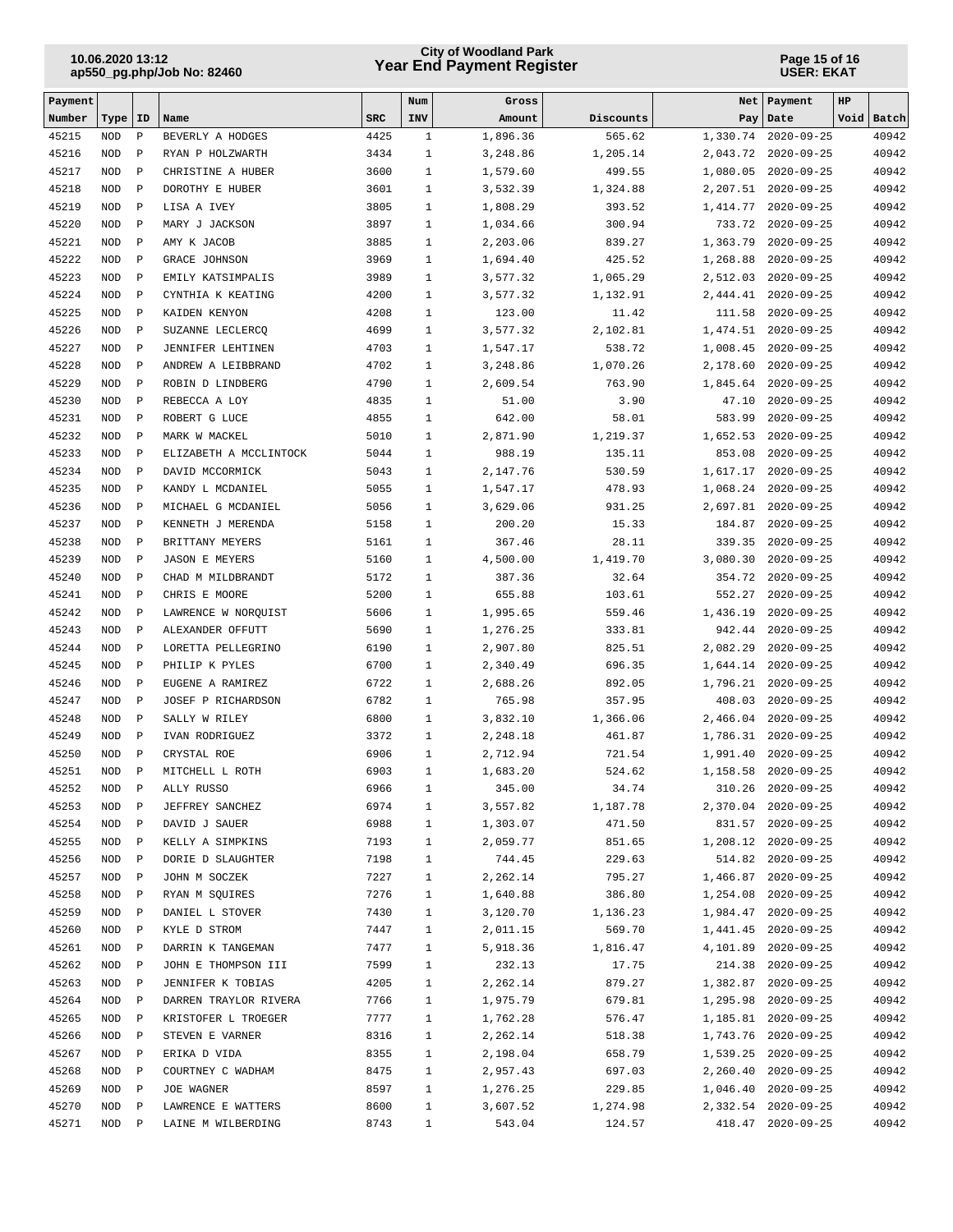| Payment Number | Type | ID | Name | SRC | Num INV | Gross Amount | Discounts | Net Pay | Payment Date | HP Void | Batch |
|---|---|---|---|---|---|---|---|---|---|---|---|
| 45215 | NOD | P | BEVERLY A HODGES | 4425 | 1 | 1,896.36 | 565.62 | 1,330.74 | 2020-09-25 | | 40942 |
| 45216 | NOD | P | RYAN P HOLZWARTH | 3434 | 1 | 3,248.86 | 1,205.14 | 2,043.72 | 2020-09-25 | | 40942 |
| 45217 | NOD | P | CHRISTINE A HUBER | 3600 | 1 | 1,579.60 | 499.55 | 1,080.05 | 2020-09-25 | | 40942 |
| 45218 | NOD | P | DOROTHY E HUBER | 3601 | 1 | 3,532.39 | 1,324.88 | 2,207.51 | 2020-09-25 | | 40942 |
| 45219 | NOD | P | LISA A IVEY | 3805 | 1 | 1,808.29 | 393.52 | 1,414.77 | 2020-09-25 | | 40942 |
| 45220 | NOD | P | MARY J JACKSON | 3897 | 1 | 1,034.66 | 300.94 | 733.72 | 2020-09-25 | | 40942 |
| 45221 | NOD | P | AMY K JACOB | 3885 | 1 | 2,203.06 | 839.27 | 1,363.79 | 2020-09-25 | | 40942 |
| 45222 | NOD | P | GRACE JOHNSON | 3969 | 1 | 1,694.40 | 425.52 | 1,268.88 | 2020-09-25 | | 40942 |
| 45223 | NOD | P | EMILY KATSIMPALIS | 3989 | 1 | 3,577.32 | 1,065.29 | 2,512.03 | 2020-09-25 | | 40942 |
| 45224 | NOD | P | CYNTHIA K KEATING | 4200 | 1 | 3,577.32 | 1,132.91 | 2,444.41 | 2020-09-25 | | 40942 |
| 45225 | NOD | P | KAIDEN KENYON | 4208 | 1 | 123.00 | 11.42 | 111.58 | 2020-09-25 | | 40942 |
| 45226 | NOD | P | SUZANNE LECLERCQ | 4699 | 1 | 3,577.32 | 2,102.81 | 1,474.51 | 2020-09-25 | | 40942 |
| 45227 | NOD | P | JENNIFER LEHTINEN | 4703 | 1 | 1,547.17 | 538.72 | 1,008.45 | 2020-09-25 | | 40942 |
| 45228 | NOD | P | ANDREW A LEIBBRAND | 4702 | 1 | 3,248.86 | 1,070.26 | 2,178.60 | 2020-09-25 | | 40942 |
| 45229 | NOD | P | ROBIN D LINDBERG | 4790 | 1 | 2,609.54 | 763.90 | 1,845.64 | 2020-09-25 | | 40942 |
| 45230 | NOD | P | REBECCA A LOY | 4835 | 1 | 51.00 | 3.90 | 47.10 | 2020-09-25 | | 40942 |
| 45231 | NOD | P | ROBERT G LUCE | 4855 | 1 | 642.00 | 58.01 | 583.99 | 2020-09-25 | | 40942 |
| 45232 | NOD | P | MARK W MACKEL | 5010 | 1 | 2,871.90 | 1,219.37 | 1,652.53 | 2020-09-25 | | 40942 |
| 45233 | NOD | P | ELIZABETH A MCCLINTOCK | 5044 | 1 | 988.19 | 135.11 | 853.08 | 2020-09-25 | | 40942 |
| 45234 | NOD | P | DAVID MCCORMICK | 5043 | 1 | 2,147.76 | 530.59 | 1,617.17 | 2020-09-25 | | 40942 |
| 45235 | NOD | P | KANDY L MCDANIEL | 5055 | 1 | 1,547.17 | 478.93 | 1,068.24 | 2020-09-25 | | 40942 |
| 45236 | NOD | P | MICHAEL G MCDANIEL | 5056 | 1 | 3,629.06 | 931.25 | 2,697.81 | 2020-09-25 | | 40942 |
| 45237 | NOD | P | KENNETH J MERENDA | 5158 | 1 | 200.20 | 15.33 | 184.87 | 2020-09-25 | | 40942 |
| 45238 | NOD | P | BRITTANY MEYERS | 5161 | 1 | 367.46 | 28.11 | 339.35 | 2020-09-25 | | 40942 |
| 45239 | NOD | P | JASON E MEYERS | 5160 | 1 | 4,500.00 | 1,419.70 | 3,080.30 | 2020-09-25 | | 40942 |
| 45240 | NOD | P | CHAD M MILDBRANDT | 5172 | 1 | 387.36 | 32.64 | 354.72 | 2020-09-25 | | 40942 |
| 45241 | NOD | P | CHRIS E MOORE | 5200 | 1 | 655.88 | 103.61 | 552.27 | 2020-09-25 | | 40942 |
| 45242 | NOD | P | LAWRENCE W NORQUIST | 5606 | 1 | 1,995.65 | 559.46 | 1,436.19 | 2020-09-25 | | 40942 |
| 45243 | NOD | P | ALEXANDER OFFUTT | 5690 | 1 | 1,276.25 | 333.81 | 942.44 | 2020-09-25 | | 40942 |
| 45244 | NOD | P | LORETTA PELLEGRINO | 6190 | 1 | 2,907.80 | 825.51 | 2,082.29 | 2020-09-25 | | 40942 |
| 45245 | NOD | P | PHILIP K PYLES | 6700 | 1 | 2,340.49 | 696.35 | 1,644.14 | 2020-09-25 | | 40942 |
| 45246 | NOD | P | EUGENE A RAMIREZ | 6722 | 1 | 2,688.26 | 892.05 | 1,796.21 | 2020-09-25 | | 40942 |
| 45247 | NOD | P | JOSEF P RICHARDSON | 6782 | 1 | 765.98 | 357.95 | 408.03 | 2020-09-25 | | 40942 |
| 45248 | NOD | P | SALLY W RILEY | 6800 | 1 | 3,832.10 | 1,366.06 | 2,466.04 | 2020-09-25 | | 40942 |
| 45249 | NOD | P | IVAN RODRIGUEZ | 3372 | 1 | 2,248.18 | 461.87 | 1,786.31 | 2020-09-25 | | 40942 |
| 45250 | NOD | P | CRYSTAL ROE | 6906 | 1 | 2,712.94 | 721.54 | 1,991.40 | 2020-09-25 | | 40942 |
| 45251 | NOD | P | MITCHELL L ROTH | 6903 | 1 | 1,683.20 | 524.62 | 1,158.58 | 2020-09-25 | | 40942 |
| 45252 | NOD | P | ALLY RUSSO | 6966 | 1 | 345.00 | 34.74 | 310.26 | 2020-09-25 | | 40942 |
| 45253 | NOD | P | JEFFREY SANCHEZ | 6974 | 1 | 3,557.82 | 1,187.78 | 2,370.04 | 2020-09-25 | | 40942 |
| 45254 | NOD | P | DAVID J SAUER | 6988 | 1 | 1,303.07 | 471.50 | 831.57 | 2020-09-25 | | 40942 |
| 45255 | NOD | P | KELLY A SIMPKINS | 7193 | 1 | 2,059.77 | 851.65 | 1,208.12 | 2020-09-25 | | 40942 |
| 45256 | NOD | P | DORIE D SLAUGHTER | 7198 | 1 | 744.45 | 229.63 | 514.82 | 2020-09-25 | | 40942 |
| 45257 | NOD | P | JOHN M SOCZEK | 7227 | 1 | 2,262.14 | 795.27 | 1,466.87 | 2020-09-25 | | 40942 |
| 45258 | NOD | P | RYAN M SQUIRES | 7276 | 1 | 1,640.88 | 386.80 | 1,254.08 | 2020-09-25 | | 40942 |
| 45259 | NOD | P | DANIEL L STOVER | 7430 | 1 | 3,120.70 | 1,136.23 | 1,984.47 | 2020-09-25 | | 40942 |
| 45260 | NOD | P | KYLE D STROM | 7447 | 1 | 2,011.15 | 569.70 | 1,441.45 | 2020-09-25 | | 40942 |
| 45261 | NOD | P | DARRIN K TANGEMAN | 7477 | 1 | 5,918.36 | 1,816.47 | 4,101.89 | 2020-09-25 | | 40942 |
| 45262 | NOD | P | JOHN E THOMPSON III | 7599 | 1 | 232.13 | 17.75 | 214.38 | 2020-09-25 | | 40942 |
| 45263 | NOD | P | JENNIFER K TOBIAS | 4205 | 1 | 2,262.14 | 879.27 | 1,382.87 | 2020-09-25 | | 40942 |
| 45264 | NOD | P | DARREN TRAYLOR RIVERA | 7766 | 1 | 1,975.79 | 679.81 | 1,295.98 | 2020-09-25 | | 40942 |
| 45265 | NOD | P | KRISTOFER L TROEGER | 7777 | 1 | 1,762.28 | 576.47 | 1,185.81 | 2020-09-25 | | 40942 |
| 45266 | NOD | P | STEVEN E VARNER | 8316 | 1 | 2,262.14 | 518.38 | 1,743.76 | 2020-09-25 | | 40942 |
| 45267 | NOD | P | ERIKA D VIDA | 8355 | 1 | 2,198.04 | 658.79 | 1,539.25 | 2020-09-25 | | 40942 |
| 45268 | NOD | P | COURTNEY C WADHAM | 8475 | 1 | 2,957.43 | 697.03 | 2,260.40 | 2020-09-25 | | 40942 |
| 45269 | NOD | P | JOE WAGNER | 8597 | 1 | 1,276.25 | 229.85 | 1,046.40 | 2020-09-25 | | 40942 |
| 45270 | NOD | P | LAWRENCE E WATTERS | 8600 | 1 | 3,607.52 | 1,274.98 | 2,332.54 | 2020-09-25 | | 40942 |
| 45271 | NOD | P | LAINE M WILBERDING | 8743 | 1 | 543.04 | 124.57 | 418.47 | 2020-09-25 | | 40942 |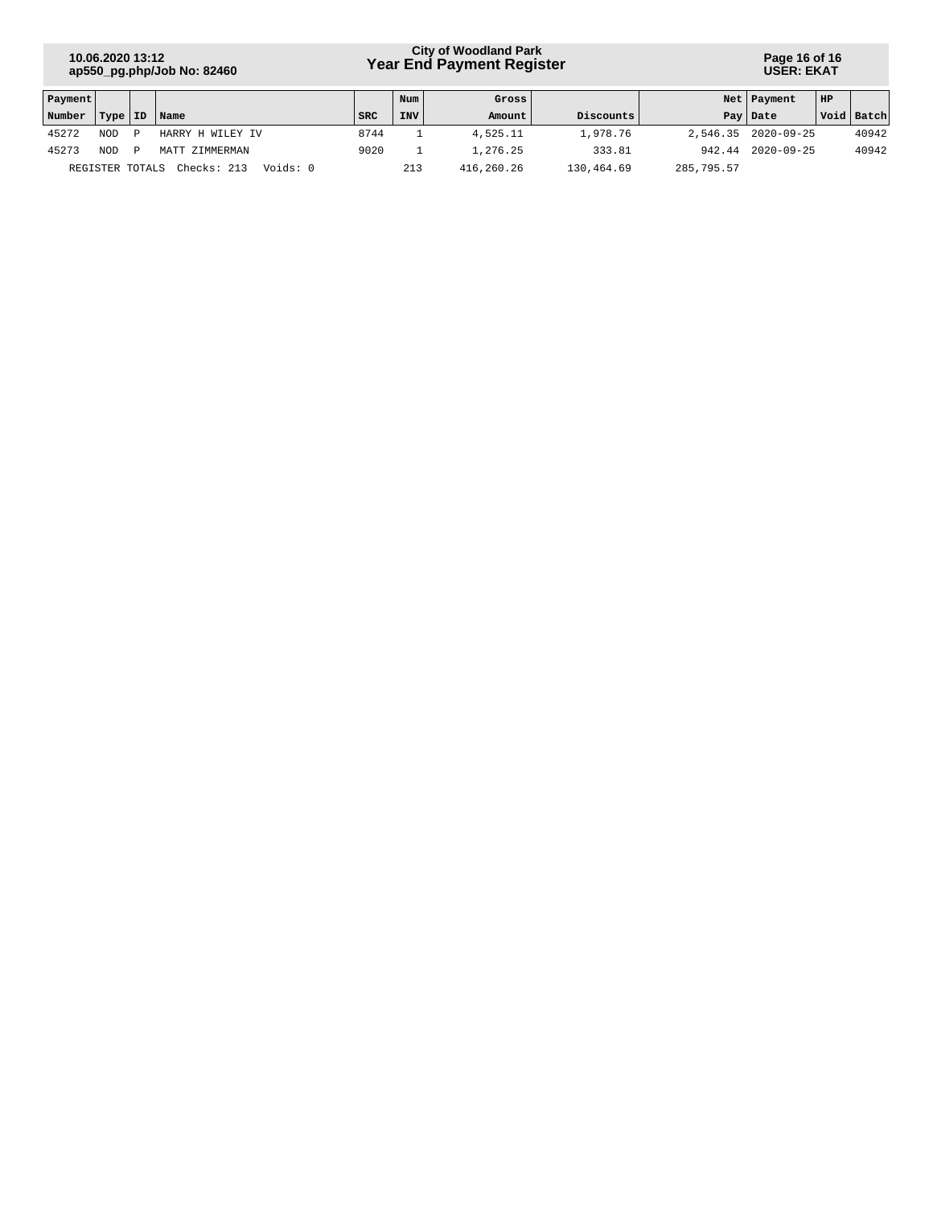| Payment Number | Type | ID | Name | SRC | Num INV | Gross Amount | Discounts | Net Pay | Payment Date | HP Void | Batch |
|---|---|---|---|---|---|---|---|---|---|---|---|
| 45272 | NOD | P | HARRY H WILEY IV | 8744 | 1 | 4,525.11 | 1,978.76 | 2,546.35 | 2020-09-25 | | 40942 |
| 45273 | NOD | P | MATT ZIMMERMAN | 9020 | 1 | 1,276.25 | 333.81 | 942.44 | 2020-09-25 | | 40942 |
| REGISTER TOTALS | | | Checks: 213 Voids: 0 | | 213 | 416,260.26 | 130,464.69 | 285,795.57 | | | |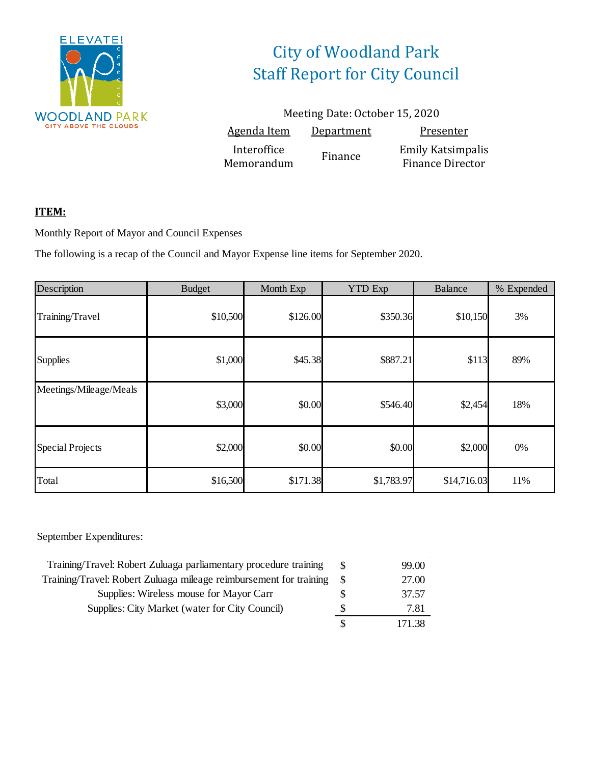# City of Woodland Park
# Staff Report for City Council

Meeting Date: October 15, 2020

| Agenda Item | Department | Presenter |
|---|---|---|
| Interoffice Memorandum | Finance | Emily Katsimpalis Finance Director |

**ITEM:**

Monthly Report of Mayor and Council Expenses

The following is a recap of the Council and Mayor Expense line items for September 2020.

| Description | Budget | Month Exp | YTD Exp | Balance | % Expended |
|---|---|---|---|---|---|
| Training/Travel | $10,500 | $126.00 | $350.36 | $10,150 | 3% |
| Supplies | $1,000 | $45.38 | $887.21 | $113 | 89% |
| Meetings/Mileage/Meals | $3,000 | $0.00 | $546.40 | $2,454 | 18% |
| Special Projects | $2,000 | $0.00 | $0.00 | $2,000 | 0% |
| Total | $16,500 | $171.38 | $1,783.97 | $14,716.03 | 11% |

September Expenditures:

| | | |
|---|---|---|
| Training/Travel: Robert Zuluaga parliamentary procedure training | $ | 99.00 |
| Training/Travel: Robert Zuluaga mileage reimbursement for training | $ | 27.00 |
| Supplies: Wireless mouse for Mayor Carr | $ | 37.57 |
| Supplies: City Market (water for City Council) | $ | 7.81 |
| | $ | 171.38 |